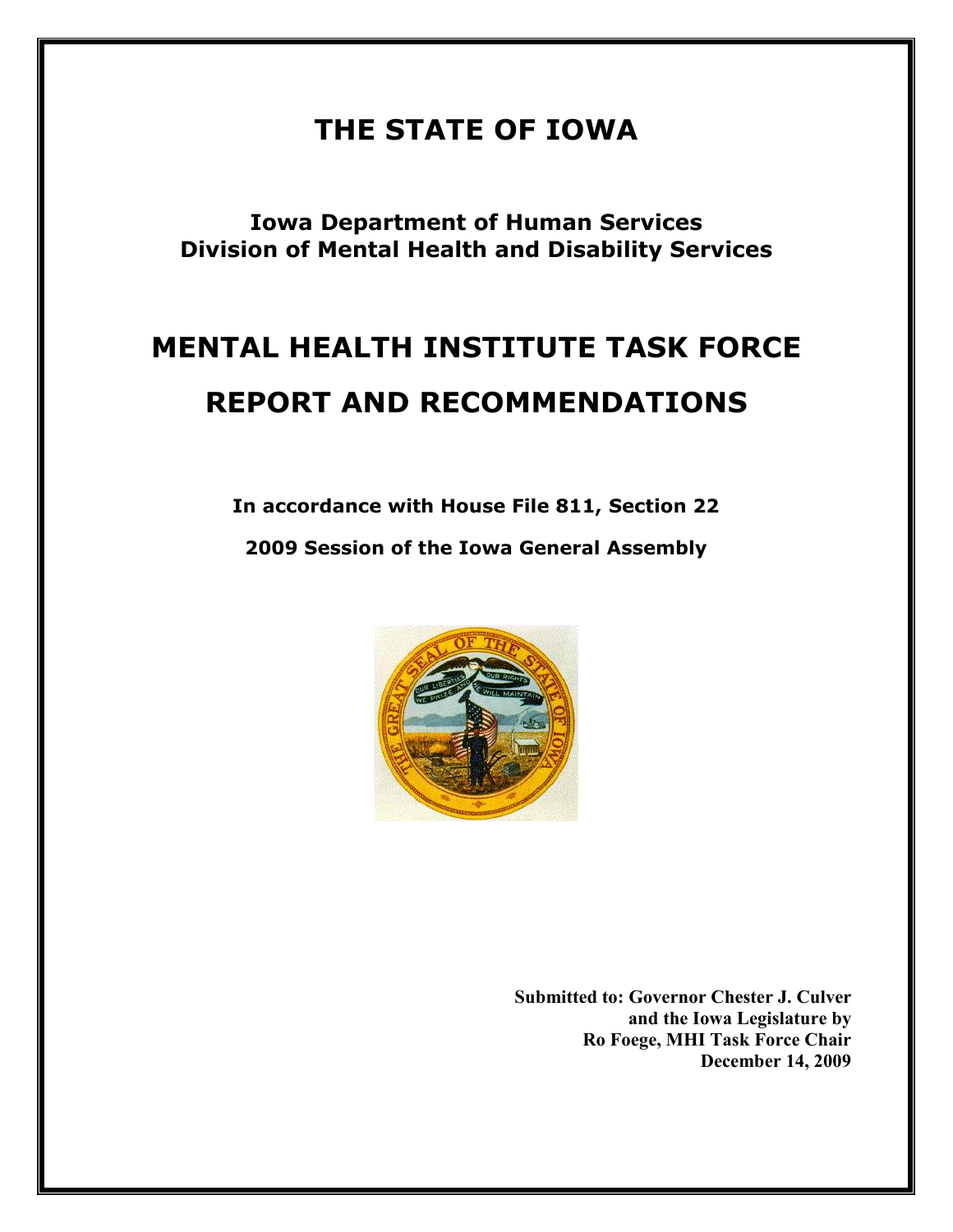# THE STATE OF IOWA

**Iowa Department of Human Services**
**Division of Mental Health and Disability Services**

# MENTAL HEALTH INSTITUTE TASK FORCE

# REPORT AND RECOMMENDATIONS

**In accordance with House File 811, Section 22**

**2009 Session of the Iowa General Assembly**

**Submitted to: Governor Chester J. Culver**
**and the Iowa Legislature by**
**Ro Foege, MHI Task Force Chair**
**December 14, 2009**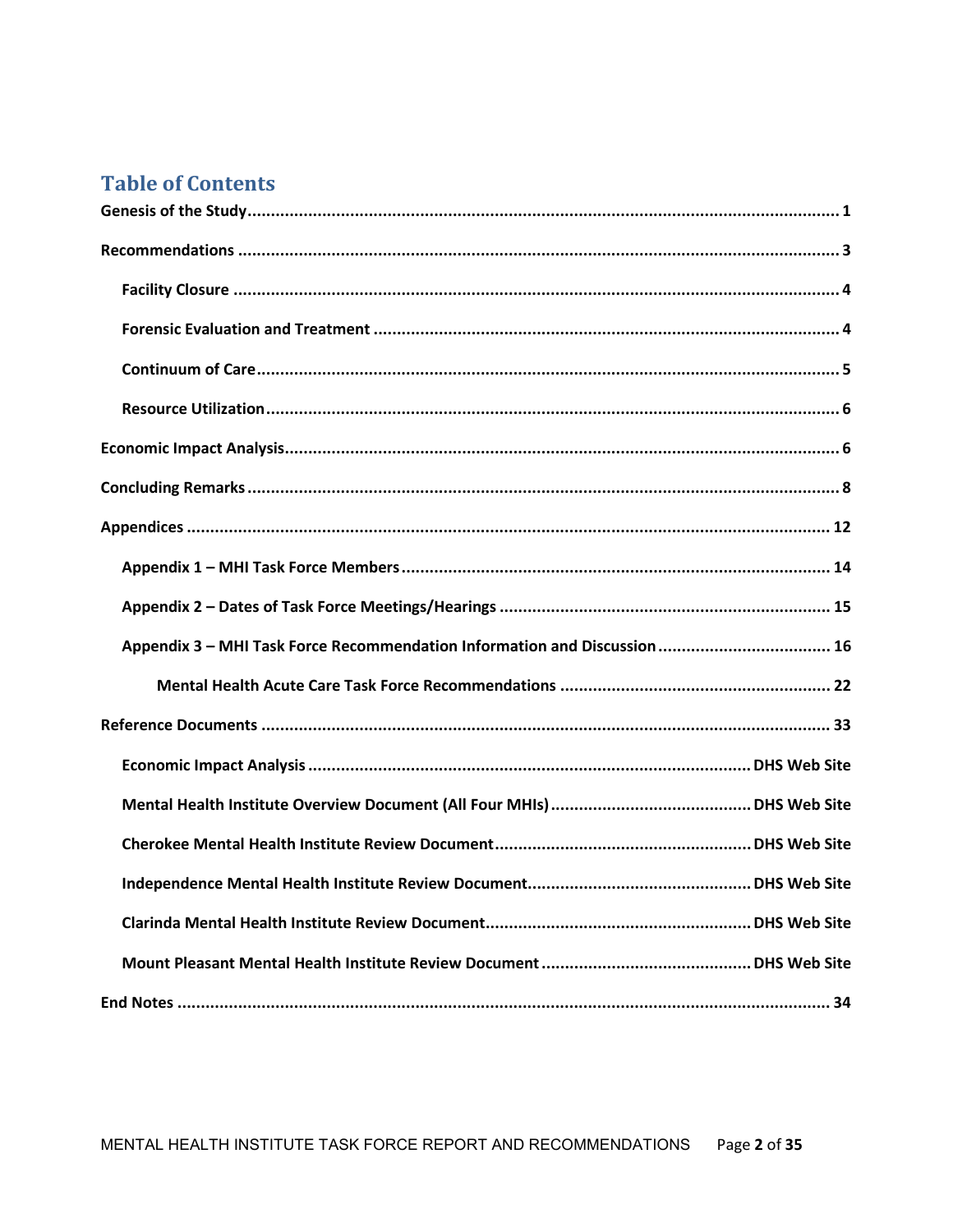# Table of Contents

**Genesis of the Study** ........................................ 1

**Recommendations** ........................................ 3

- **Facility Closure** ........................................ 4
- **Forensic Evaluation and Treatment** ........................................ 4
- **Continuum of Care** ........................................ 5
- **Resource Utilization** ........................................ 6

**Economic Impact Analysis** ........................................ 6

**Concluding Remarks** ........................................ 8

**Appendices** ........................................ 12

- **Appendix 1 – MHI Task Force Members** ........................................ 14
- **Appendix 2 – Dates of Task Force Meetings/Hearings** ........................................ 15
- **Appendix 3 – MHI Task Force Recommendation Information and Discussion** ........................................ 16
  - **Mental Health Acute Care Task Force Recommendations** ........................................ 22

**Reference Documents** ........................................ 33

- **Economic Impact Analysis** ........................................ DHS Web Site
- **Mental Health Institute Overview Document (All Four MHIs)** ........................................ DHS Web Site
- **Cherokee Mental Health Institute Review Document** ........................................ DHS Web Site
- **Independence Mental Health Institute Review Document** ........................................ DHS Web Site
- **Clarinda Mental Health Institute Review Document** ........................................ DHS Web Site
- **Mount Pleasant Mental Health Institute Review Document** ........................................ DHS Web Site

**End Notes** ........................................ 34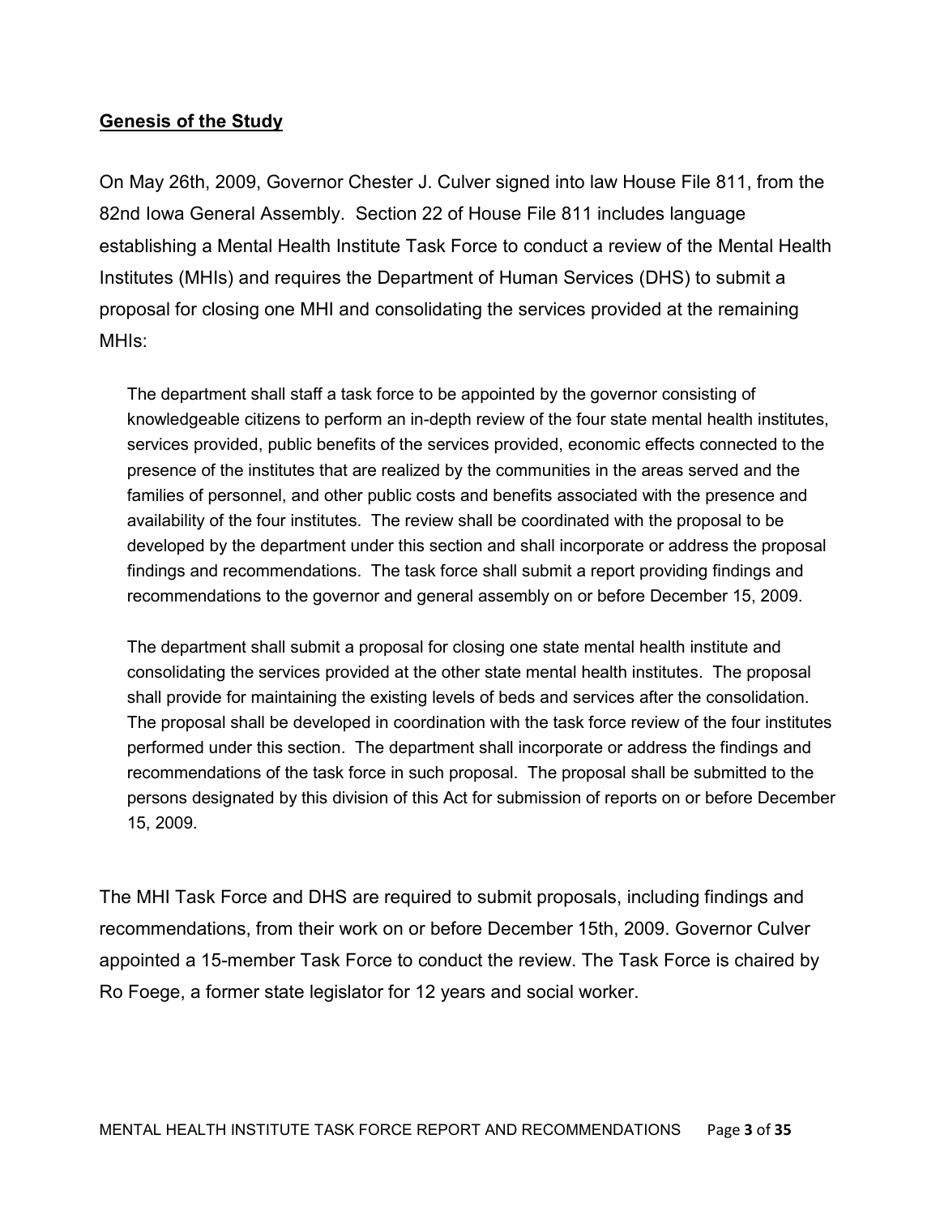## **Genesis of the Study**

On May 26th, 2009, Governor Chester J. Culver signed into law House File 811, from the 82nd Iowa General Assembly. Section 22 of House File 811 includes language establishing a Mental Health Institute Task Force to conduct a review of the Mental Health Institutes (MHIs) and requires the Department of Human Services (DHS) to submit a proposal for closing one MHI and consolidating the services provided at the remaining MHIs:

> The department shall staff a task force to be appointed by the governor consisting of knowledgeable citizens to perform an in-depth review of the four state mental health institutes, services provided, public benefits of the services provided, economic effects connected to the presence of the institutes that are realized by the communities in the areas served and the families of personnel, and other public costs and benefits associated with the presence and availability of the four institutes. The review shall be coordinated with the proposal to be developed by the department under this section and shall incorporate or address the proposal findings and recommendations. The task force shall submit a report providing findings and recommendations to the governor and general assembly on or before December 15, 2009.
>
> The department shall submit a proposal for closing one state mental health institute and consolidating the services provided at the other state mental health institutes. The proposal shall provide for maintaining the existing levels of beds and services after the consolidation. The proposal shall be developed in coordination with the task force review of the four institutes performed under this section. The department shall incorporate or address the findings and recommendations of the task force in such proposal. The proposal shall be submitted to the persons designated by this division of this Act for submission of reports on or before December 15, 2009.

The MHI Task Force and DHS are required to submit proposals, including findings and recommendations, from their work on or before December 15th, 2009. Governor Culver appointed a 15-member Task Force to conduct the review. The Task Force is chaired by Ro Foege, a former state legislator for 12 years and social worker.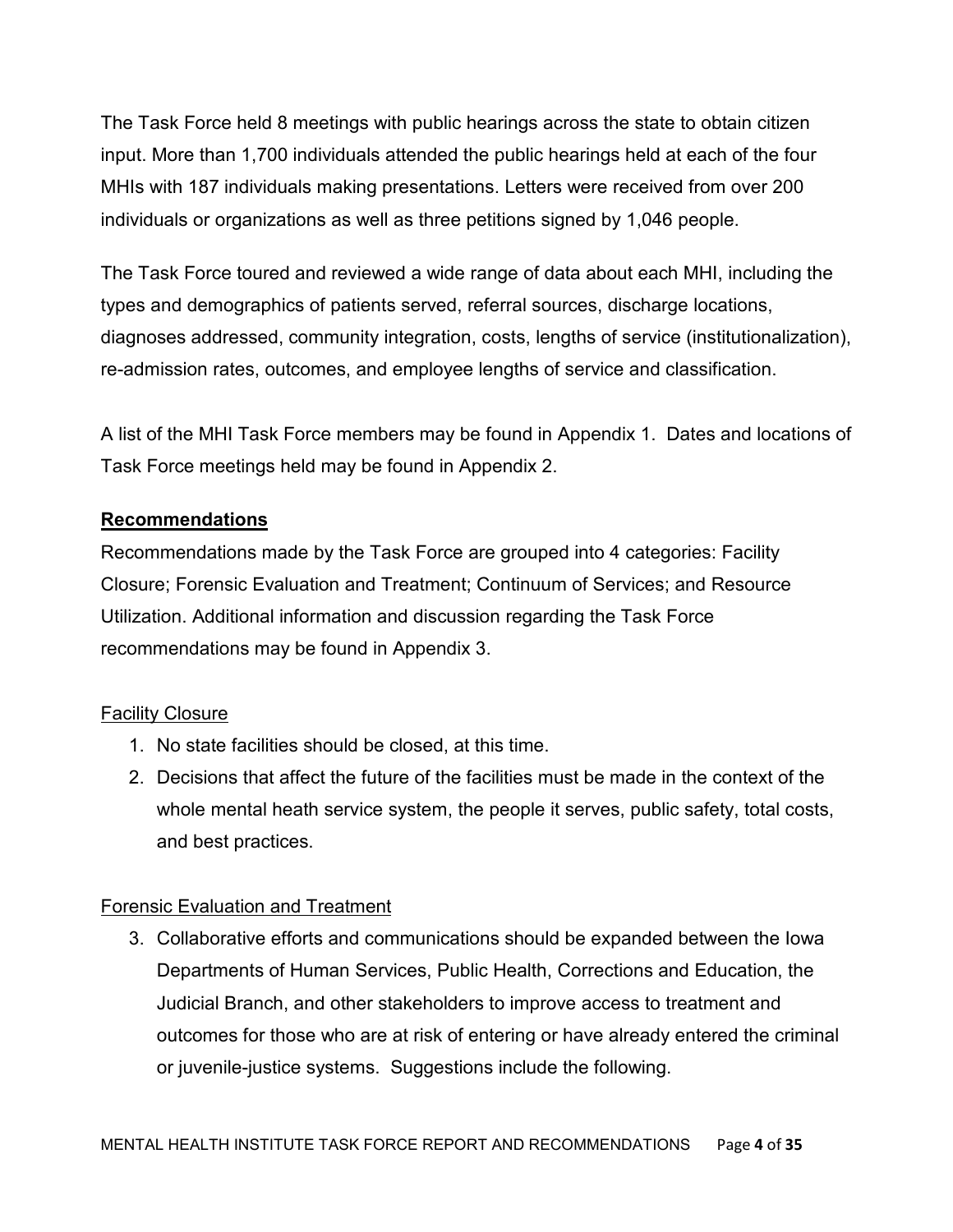The Task Force held 8 meetings with public hearings across the state to obtain citizen input. More than 1,700 individuals attended the public hearings held at each of the four MHIs with 187 individuals making presentations. Letters were received from over 200 individuals or organizations as well as three petitions signed by 1,046 people.

The Task Force toured and reviewed a wide range of data about each MHI, including the types and demographics of patients served, referral sources, discharge locations, diagnoses addressed, community integration, costs, lengths of service (institutionalization), re-admission rates, outcomes, and employee lengths of service and classification.

A list of the MHI Task Force members may be found in Appendix 1. Dates and locations of Task Force meetings held may be found in Appendix 2.

## **Recommendations**

Recommendations made by the Task Force are grouped into 4 categories: Facility Closure; Forensic Evaluation and Treatment; Continuum of Services; and Resource Utilization. Additional information and discussion regarding the Task Force recommendations may be found in Appendix 3.

### Facility Closure

1. No state facilities should be closed, at this time.
2. Decisions that affect the future of the facilities must be made in the context of the whole mental heath service system, the people it serves, public safety, total costs, and best practices.

### Forensic Evaluation and Treatment

3. Collaborative efforts and communications should be expanded between the Iowa Departments of Human Services, Public Health, Corrections and Education, the Judicial Branch, and other stakeholders to improve access to treatment and outcomes for those who are at risk of entering or have already entered the criminal or juvenile-justice systems. Suggestions include the following.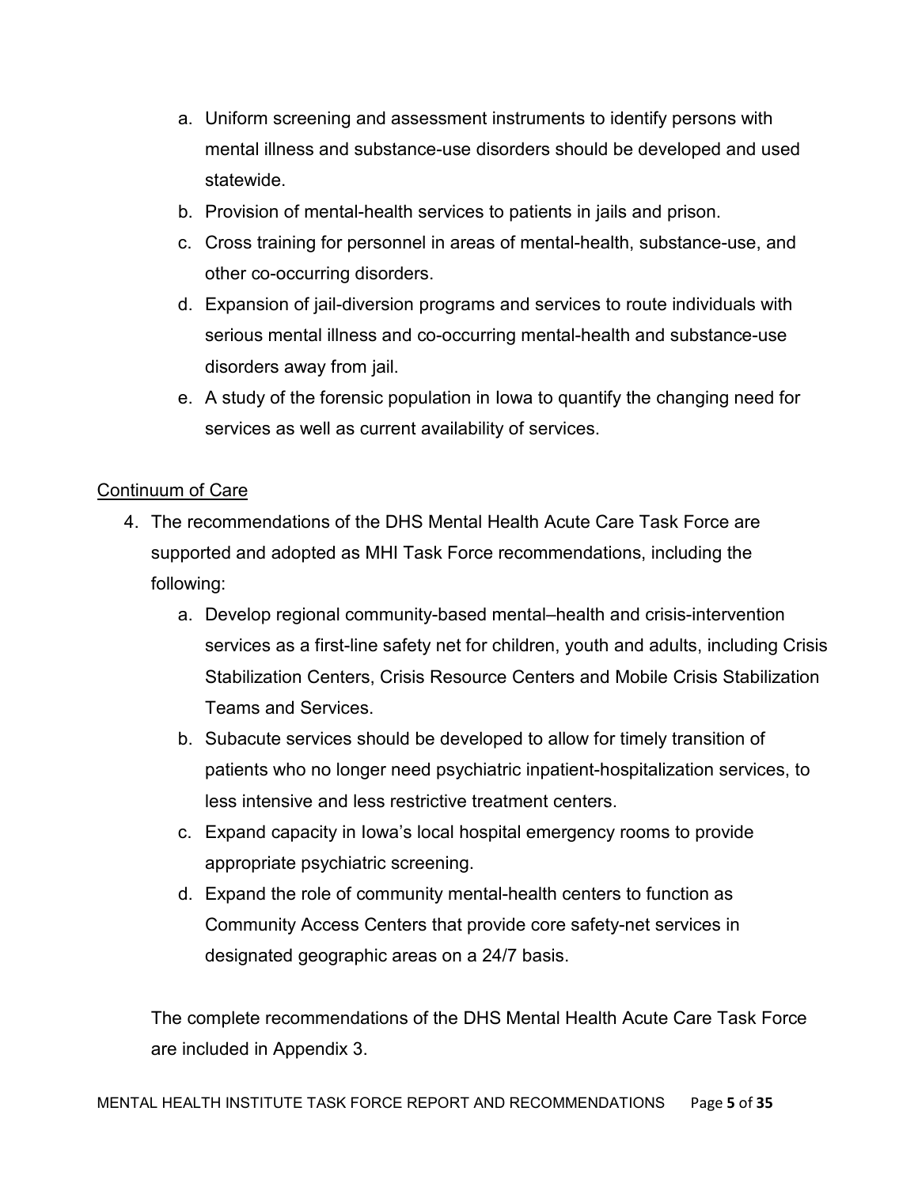a. Uniform screening and assessment instruments to identify persons with mental illness and substance-use disorders should be developed and used statewide.
b. Provision of mental-health services to patients in jails and prison.
c. Cross training for personnel in areas of mental-health, substance-use, and other co-occurring disorders.
d. Expansion of jail-diversion programs and services to route individuals with serious mental illness and co-occurring mental-health and substance-use disorders away from jail.
e. A study of the forensic population in Iowa to quantify the changing need for services as well as current availability of services.

<u>Continuum of Care</u>

4. The recommendations of the DHS Mental Health Acute Care Task Force are supported and adopted as MHI Task Force recommendations, including the following:
   a. Develop regional community-based mental–health and crisis-intervention services as a first-line safety net for children, youth and adults, including Crisis Stabilization Centers, Crisis Resource Centers and Mobile Crisis Stabilization Teams and Services.
   b. Subacute services should be developed to allow for timely transition of patients who no longer need psychiatric inpatient-hospitalization services, to less intensive and less restrictive treatment centers.
   c. Expand capacity in Iowa's local hospital emergency rooms to provide appropriate psychiatric screening.
   d. Expand the role of community mental-health centers to function as Community Access Centers that provide core safety-net services in designated geographic areas on a 24/7 basis.

   The complete recommendations of the DHS Mental Health Acute Care Task Force are included in Appendix 3.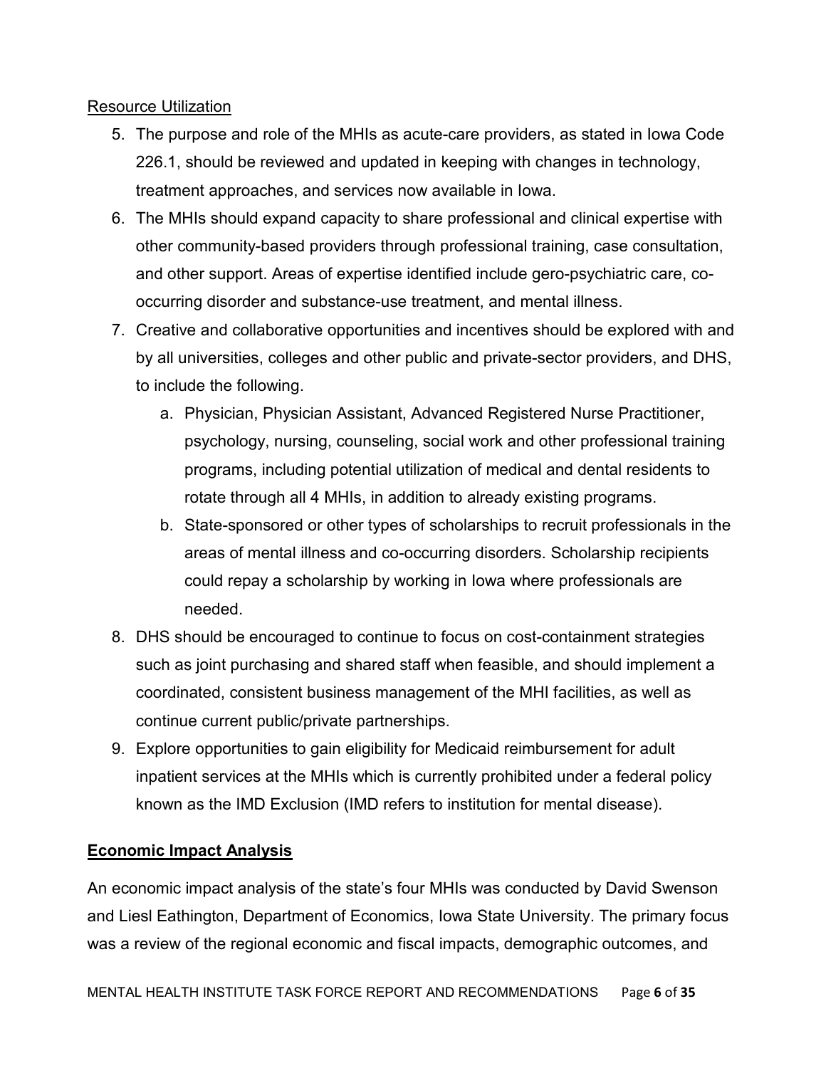Resource Utilization

5. The purpose and role of the MHIs as acute-care providers, as stated in Iowa Code 226.1, should be reviewed and updated in keeping with changes in technology, treatment approaches, and services now available in Iowa.
6. The MHIs should expand capacity to share professional and clinical expertise with other community-based providers through professional training, case consultation, and other support. Areas of expertise identified include gero-psychiatric care, co-occurring disorder and substance-use treatment, and mental illness.
7. Creative and collaborative opportunities and incentives should be explored with and by all universities, colleges and other public and private-sector providers, and DHS, to include the following.
   a. Physician, Physician Assistant, Advanced Registered Nurse Practitioner, psychology, nursing, counseling, social work and other professional training programs, including potential utilization of medical and dental residents to rotate through all 4 MHIs, in addition to already existing programs.
   b. State-sponsored or other types of scholarships to recruit professionals in the areas of mental illness and co-occurring disorders. Scholarship recipients could repay a scholarship by working in Iowa where professionals are needed.
8. DHS should be encouraged to continue to focus on cost-containment strategies such as joint purchasing and shared staff when feasible, and should implement a coordinated, consistent business management of the MHI facilities, as well as continue current public/private partnerships.
9. Explore opportunities to gain eligibility for Medicaid reimbursement for adult inpatient services at the MHIs which is currently prohibited under a federal policy known as the IMD Exclusion (IMD refers to institution for mental disease).

## Economic Impact Analysis

An economic impact analysis of the state's four MHIs was conducted by David Swenson and Liesl Eathington, Department of Economics, Iowa State University. The primary focus was a review of the regional economic and fiscal impacts, demographic outcomes, and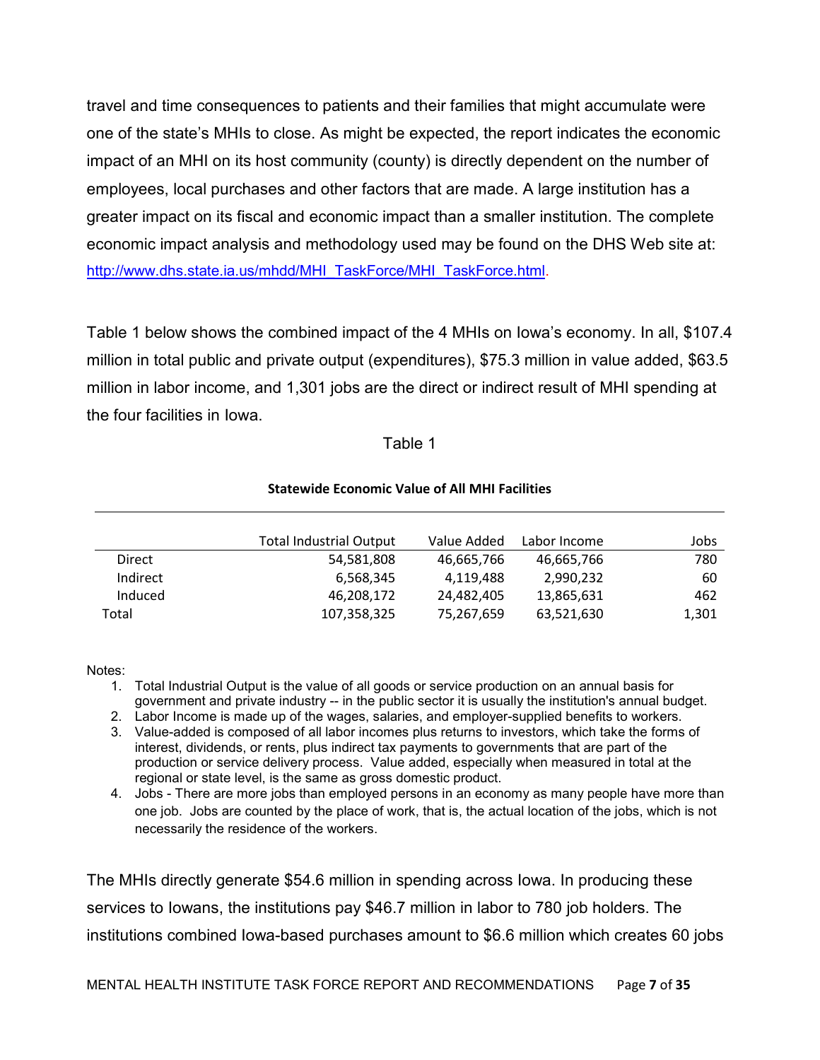travel and time consequences to patients and their families that might accumulate were one of the state's MHIs to close. As might be expected, the report indicates the economic impact of an MHI on its host community (county) is directly dependent on the number of employees, local purchases and other factors that are made. A large institution has a greater impact on its fiscal and economic impact than a smaller institution. The complete economic impact analysis and methodology used may be found on the DHS Web site at: http://www.dhs.state.ia.us/mhdd/MHI_TaskForce/MHI_TaskForce.html.

Table 1 below shows the combined impact of the 4 MHIs on Iowa's economy. In all, $107.4 million in total public and private output (expenditures), $75.3 million in value added, $63.5 million in labor income, and 1,301 jobs are the direct or indirect result of MHI spending at the four facilities in Iowa.

Table 1

**Statewide Economic Value of All MHI Facilities**

| | Total Industrial Output | Value Added | Labor Income | Jobs |
|---|---|---|---|---|
| Direct | 54,581,808 | 46,665,766 | 46,665,766 | 780 |
| Indirect | 6,568,345 | 4,119,488 | 2,990,232 | 60 |
| Induced | 46,208,172 | 24,482,405 | 13,865,631 | 462 |
| Total | 107,358,325 | 75,267,659 | 63,521,630 | 1,301 |

Notes:

1. Total Industrial Output is the value of all goods or service production on an annual basis for government and private industry -- in the public sector it is usually the institution's annual budget.
2. Labor Income is made up of the wages, salaries, and employer-supplied benefits to workers.
3. Value-added is composed of all labor incomes plus returns to investors, which take the forms of interest, dividends, or rents, plus indirect tax payments to governments that are part of the production or service delivery process. Value added, especially when measured in total at the regional or state level, is the same as gross domestic product.
4. Jobs - There are more jobs than employed persons in an economy as many people have more than one job. Jobs are counted by the place of work, that is, the actual location of the jobs, which is not necessarily the residence of the workers.

The MHIs directly generate $54.6 million in spending across Iowa. In producing these services to Iowans, the institutions pay $46.7 million in labor to 780 job holders. The institutions combined Iowa-based purchases amount to $6.6 million which creates 60 jobs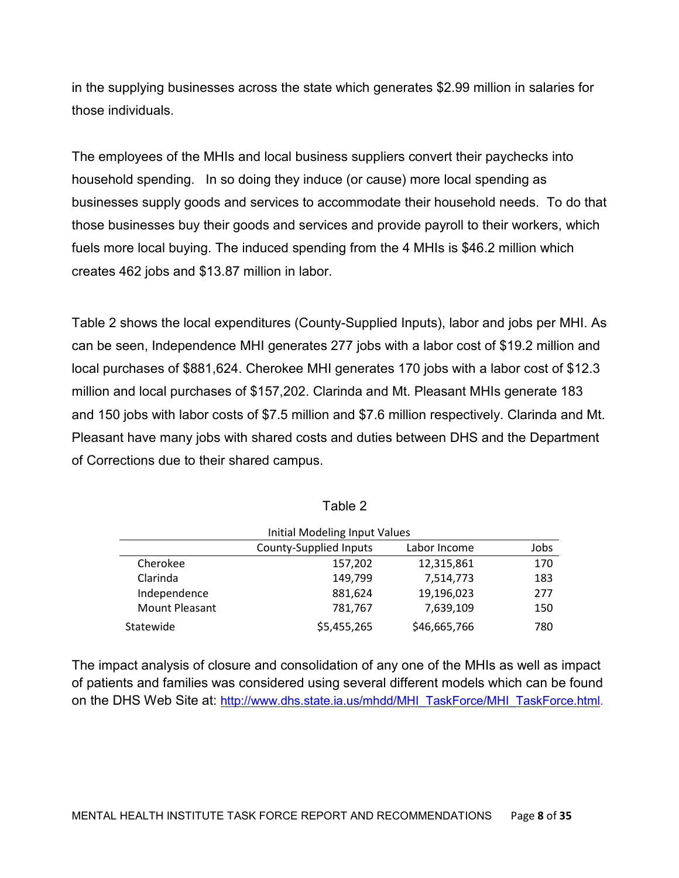in the supplying businesses across the state which generates $2.99 million in salaries for those individuals.

The employees of the MHIs and local business suppliers convert their paychecks into household spending. In so doing they induce (or cause) more local spending as businesses supply goods and services to accommodate their household needs. To do that those businesses buy their goods and services and provide payroll to their workers, which fuels more local buying. The induced spending from the 4 MHIs is $46.2 million which creates 462 jobs and $13.87 million in labor.

Table 2 shows the local expenditures (County-Supplied Inputs), labor and jobs per MHI. As can be seen, Independence MHI generates 277 jobs with a labor cost of $19.2 million and local purchases of $881,624. Cherokee MHI generates 170 jobs with a labor cost of $12.3 million and local purchases of $157,202. Clarinda and Mt. Pleasant MHIs generate 183 and 150 jobs with labor costs of $7.5 million and $7.6 million respectively. Clarinda and Mt. Pleasant have many jobs with shared costs and duties between DHS and the Department of Corrections due to their shared campus.

Table 2

Initial Modeling Input Values

| | County-Supplied Inputs | Labor Income | Jobs |
|---|---|---|---|
| Cherokee | 157,202 | 12,315,861 | 170 |
| Clarinda | 149,799 | 7,514,773 | 183 |
| Independence | 881,624 | 19,196,023 | 277 |
| Mount Pleasant | 781,767 | 7,639,109 | 150 |
| Statewide | $5,455,265 | $46,665,766 | 780 |

The impact analysis of closure and consolidation of any one of the MHIs as well as impact of patients and families was considered using several different models which can be found on the DHS Web Site at: http://www.dhs.state.ia.us/mhdd/MHI_TaskForce/MHI_TaskForce.html.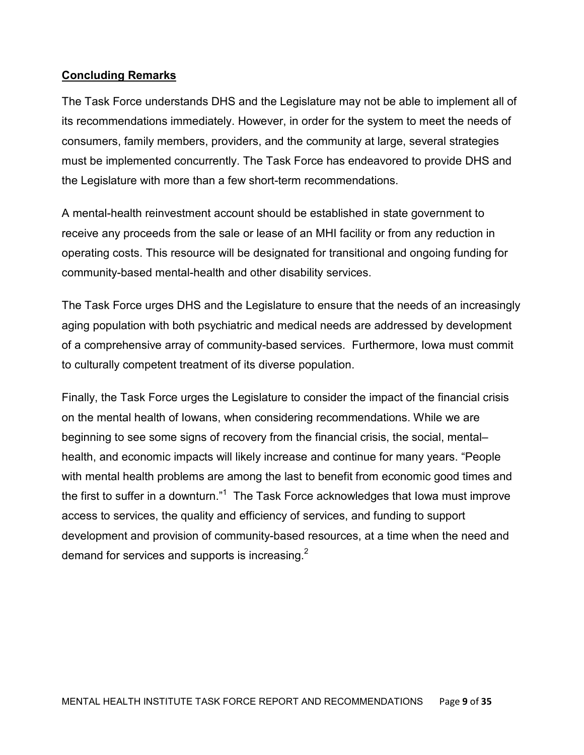## Concluding Remarks

The Task Force understands DHS and the Legislature may not be able to implement all of its recommendations immediately. However, in order for the system to meet the needs of consumers, family members, providers, and the community at large, several strategies must be implemented concurrently. The Task Force has endeavored to provide DHS and the Legislature with more than a few short-term recommendations.

A mental-health reinvestment account should be established in state government to receive any proceeds from the sale or lease of an MHI facility or from any reduction in operating costs. This resource will be designated for transitional and ongoing funding for community-based mental-health and other disability services.

The Task Force urges DHS and the Legislature to ensure that the needs of an increasingly aging population with both psychiatric and medical needs are addressed by development of a comprehensive array of community-based services. Furthermore, Iowa must commit to culturally competent treatment of its diverse population.

Finally, the Task Force urges the Legislature to consider the impact of the financial crisis on the mental health of Iowans, when considering recommendations. While we are beginning to see some signs of recovery from the financial crisis, the social, mental–health, and economic impacts will likely increase and continue for many years. "People with mental health problems are among the last to benefit from economic good times and the first to suffer in a downturn."[1] The Task Force acknowledges that Iowa must improve access to services, the quality and efficiency of services, and funding to support development and provision of community-based resources, at a time when the need and demand for services and supports is increasing.[2]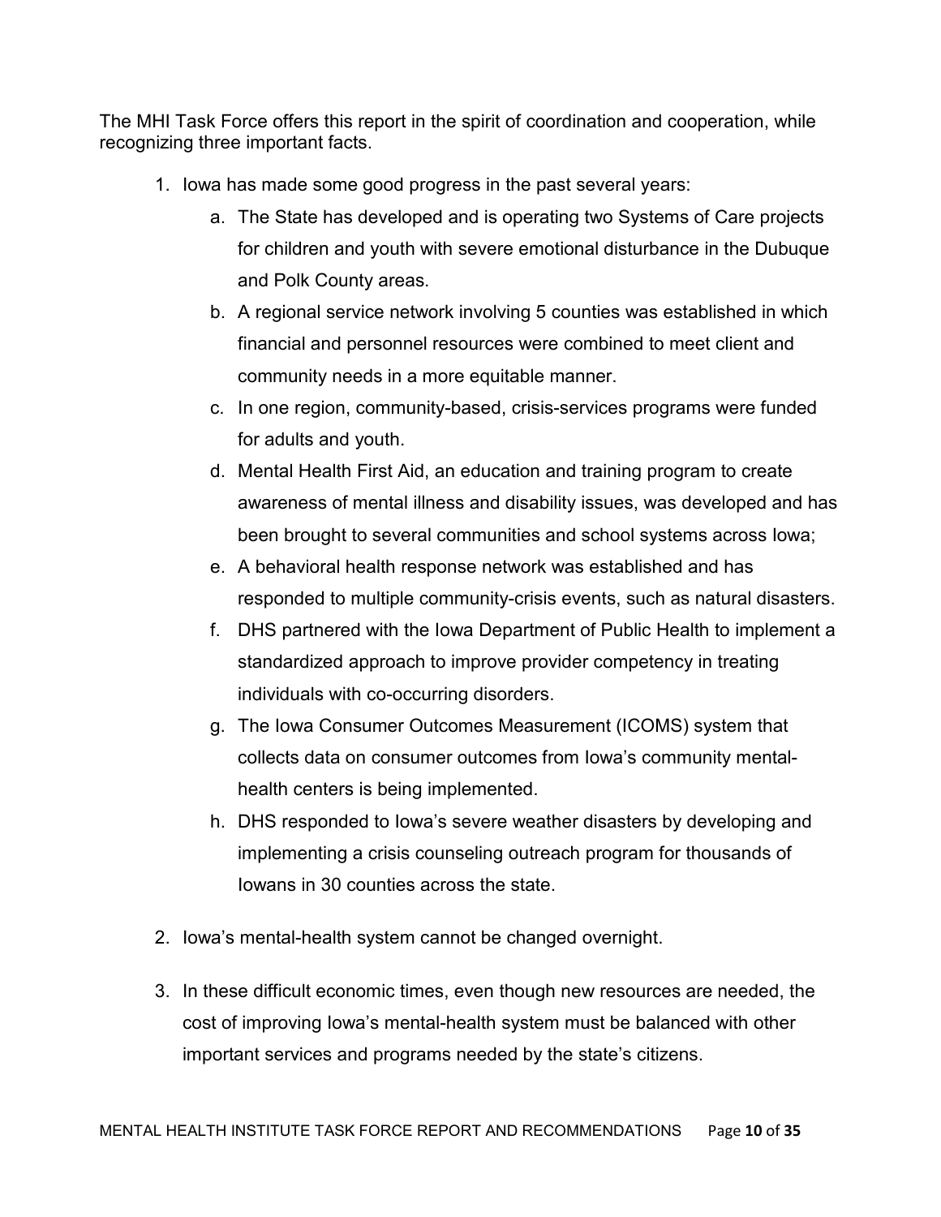The MHI Task Force offers this report in the spirit of coordination and cooperation, while recognizing three important facts.

1. Iowa has made some good progress in the past several years:
   a. The State has developed and is operating two Systems of Care projects for children and youth with severe emotional disturbance in the Dubuque and Polk County areas.
   b. A regional service network involving 5 counties was established in which financial and personnel resources were combined to meet client and community needs in a more equitable manner.
   c. In one region, community-based, crisis-services programs were funded for adults and youth.
   d. Mental Health First Aid, an education and training program to create awareness of mental illness and disability issues, was developed and has been brought to several communities and school systems across Iowa;
   e. A behavioral health response network was established and has responded to multiple community-crisis events, such as natural disasters.
   f. DHS partnered with the Iowa Department of Public Health to implement a standardized approach to improve provider competency in treating individuals with co-occurring disorders.
   g. The Iowa Consumer Outcomes Measurement (ICOMS) system that collects data on consumer outcomes from Iowa's community mental-health centers is being implemented.
   h. DHS responded to Iowa's severe weather disasters by developing and implementing a crisis counseling outreach program for thousands of Iowans in 30 counties across the state.

2. Iowa's mental-health system cannot be changed overnight.

3. In these difficult economic times, even though new resources are needed, the cost of improving Iowa's mental-health system must be balanced with other important services and programs needed by the state's citizens.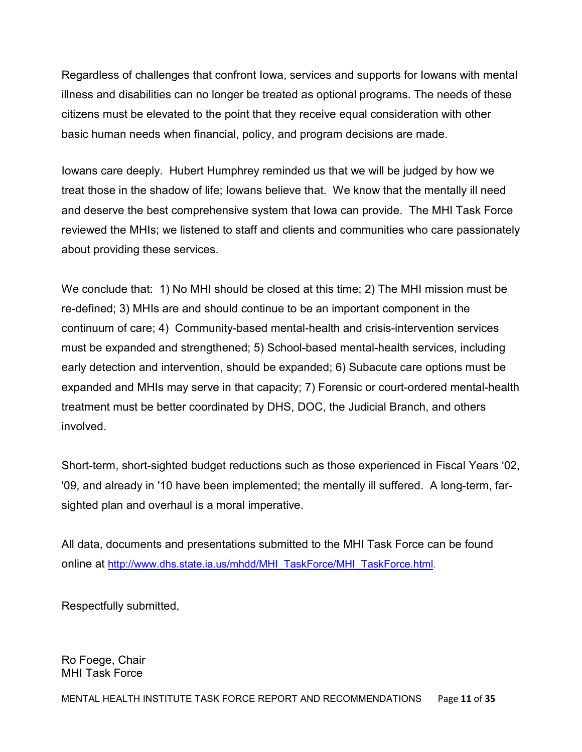Regardless of challenges that confront Iowa, services and supports for Iowans with mental illness and disabilities can no longer be treated as optional programs. The needs of these citizens must be elevated to the point that they receive equal consideration with other basic human needs when financial, policy, and program decisions are made.

Iowans care deeply. Hubert Humphrey reminded us that we will be judged by how we treat those in the shadow of life; Iowans believe that. We know that the mentally ill need and deserve the best comprehensive system that Iowa can provide. The MHI Task Force reviewed the MHIs; we listened to staff and clients and communities who care passionately about providing these services.

We conclude that: 1) No MHI should be closed at this time; 2) The MHI mission must be re-defined; 3) MHIs are and should continue to be an important component in the continuum of care; 4) Community-based mental-health and crisis-intervention services must be expanded and strengthened; 5) School-based mental-health services, including early detection and intervention, should be expanded; 6) Subacute care options must be expanded and MHIs may serve in that capacity; 7) Forensic or court-ordered mental-health treatment must be better coordinated by DHS, DOC, the Judicial Branch, and others involved.

Short-term, short-sighted budget reductions such as those experienced in Fiscal Years '02, '09, and already in '10 have been implemented; the mentally ill suffered. A long-term, far-sighted plan and overhaul is a moral imperative.

All data, documents and presentations submitted to the MHI Task Force can be found online at http://www.dhs.state.ia.us/mhdd/MHI_TaskForce/MHI_TaskForce.html.

Respectfully submitted,

Ro Foege, Chair
MHI Task Force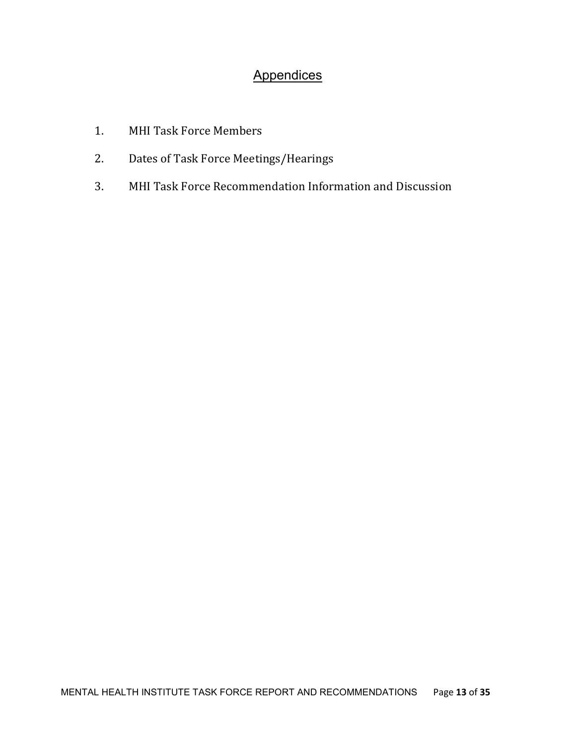# Appendices

1. MHI Task Force Members
2. Dates of Task Force Meetings/Hearings
3. MHI Task Force Recommendation Information and Discussion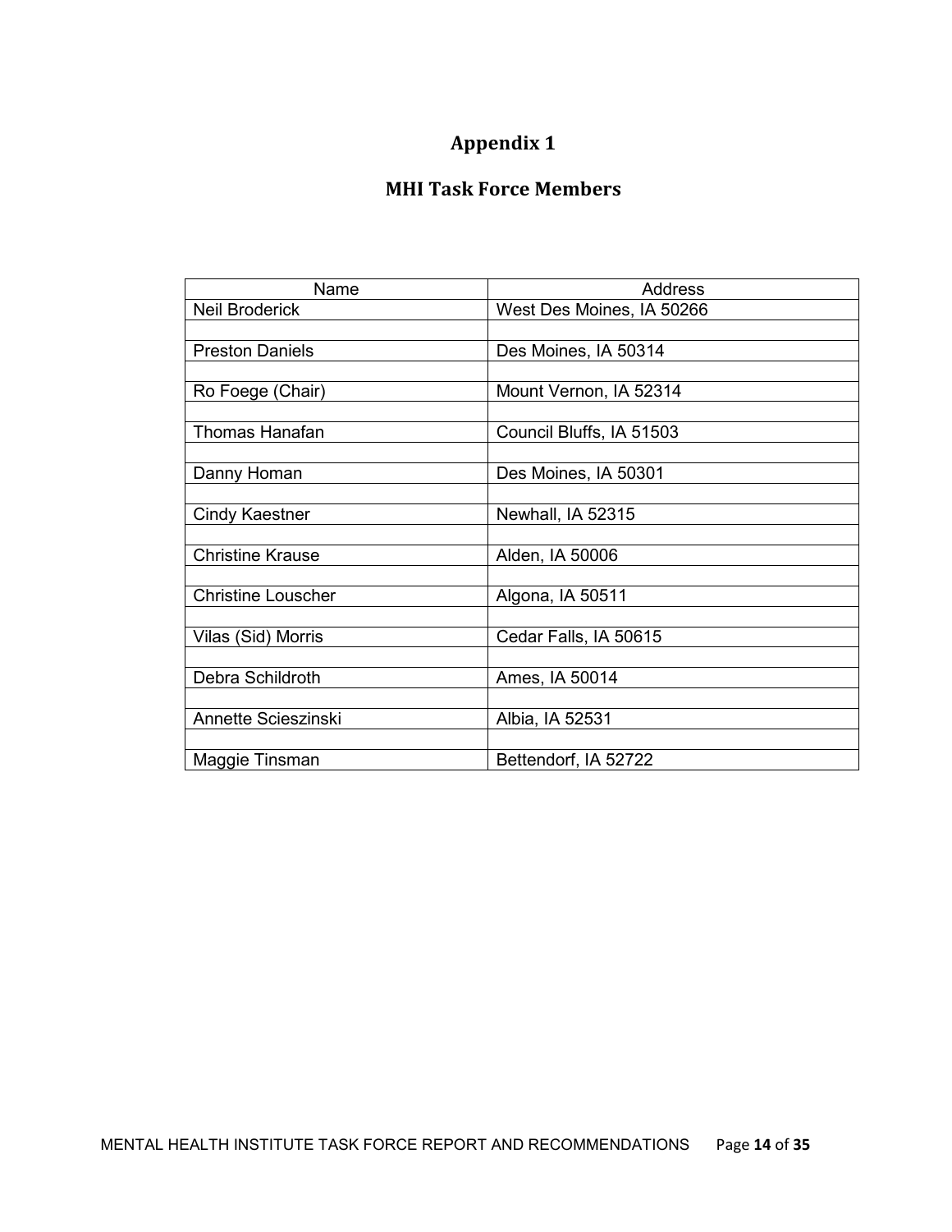# Appendix 1

## MHI Task Force Members

| Name | Address |
| --- | --- |
| Neil Broderick | West Des Moines, IA 50266 |
| | |
| Preston Daniels | Des Moines, IA 50314 |
| | |
| Ro Foege (Chair) | Mount Vernon, IA 52314 |
| | |
| Thomas Hanafan | Council Bluffs, IA 51503 |
| | |
| Danny Homan | Des Moines, IA 50301 |
| | |
| Cindy Kaestner | Newhall, IA 52315 |
| | |
| Christine Krause | Alden, IA 50006 |
| | |
| Christine Louscher | Algona, IA 50511 |
| | |
| Vilas (Sid) Morris | Cedar Falls, IA 50615 |
| | |
| Debra Schildroth | Ames, IA 50014 |
| | |
| Annette Scieszinski | Albia, IA 52531 |
| | |
| Maggie Tinsman | Bettendorf, IA 52722 |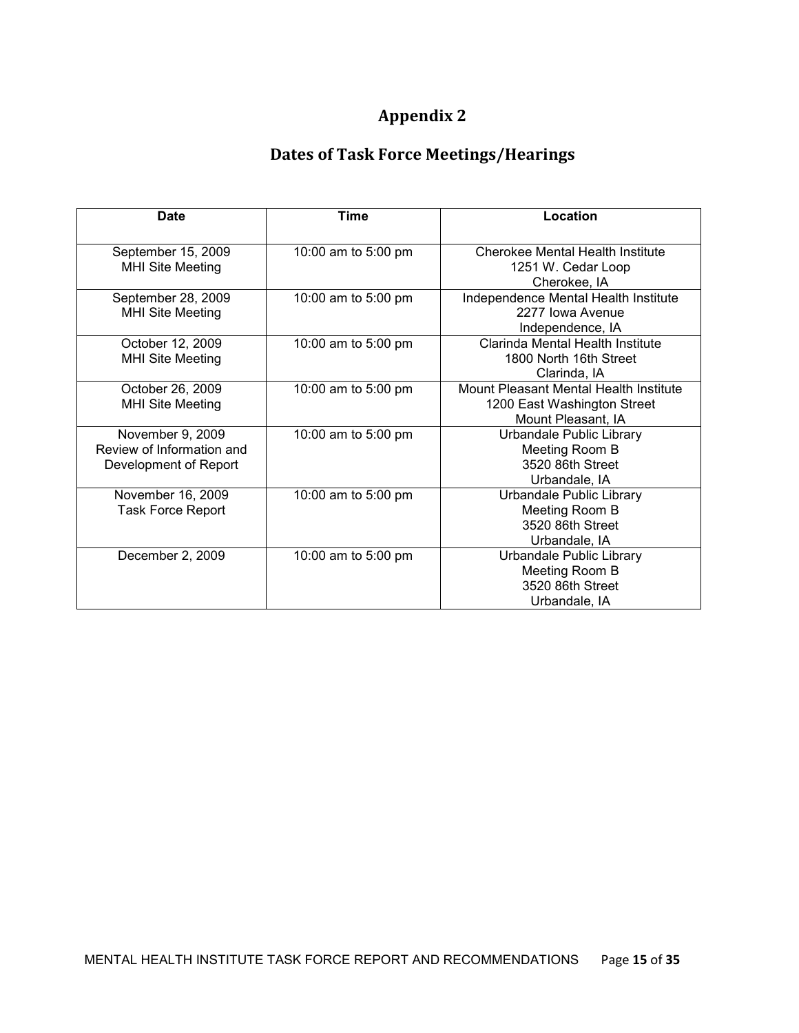# Appendix 2

## Dates of Task Force Meetings/Hearings

| Date | Time | Location |
|---|---|---|
| September 15, 2009<br>MHI Site Meeting | 10:00 am to 5:00 pm | Cherokee Mental Health Institute<br>1251 W. Cedar Loop<br>Cherokee, IA |
| September 28, 2009<br>MHI Site Meeting | 10:00 am to 5:00 pm | Independence Mental Health Institute<br>2277 Iowa Avenue<br>Independence, IA |
| October 12, 2009<br>MHI Site Meeting | 10:00 am to 5:00 pm | Clarinda Mental Health Institute<br>1800 North 16th Street<br>Clarinda, IA |
| October 26, 2009<br>MHI Site Meeting | 10:00 am to 5:00 pm | Mount Pleasant Mental Health Institute<br>1200 East Washington Street<br>Mount Pleasant, IA |
| November 9, 2009<br>Review of Information and Development of Report | 10:00 am to 5:00 pm | Urbandale Public Library<br>Meeting Room B<br>3520 86th Street<br>Urbandale, IA |
| November 16, 2009<br>Task Force Report | 10:00 am to 5:00 pm | Urbandale Public Library<br>Meeting Room B<br>3520 86th Street<br>Urbandale, IA |
| December 2, 2009 | 10:00 am to 5:00 pm | Urbandale Public Library<br>Meeting Room B<br>3520 86th Street<br>Urbandale, IA |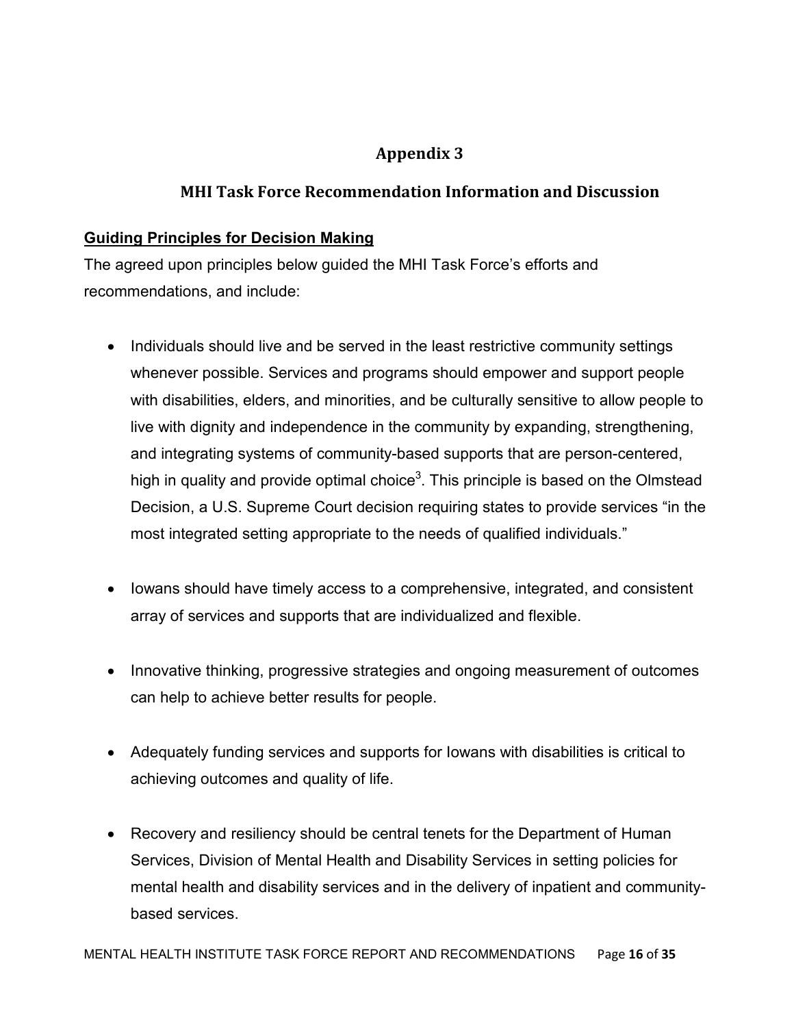# Appendix 3

## MHI Task Force Recommendation Information and Discussion

**Guiding Principles for Decision Making**

The agreed upon principles below guided the MHI Task Force's efforts and recommendations, and include:

- Individuals should live and be served in the least restrictive community settings whenever possible. Services and programs should empower and support people with disabilities, elders, and minorities, and be culturally sensitive to allow people to live with dignity and independence in the community by expanding, strengthening, and integrating systems of community-based supports that are person-centered, high in quality and provide optimal choice[3]. This principle is based on the Olmstead Decision, a U.S. Supreme Court decision requiring states to provide services "in the most integrated setting appropriate to the needs of qualified individuals."

- Iowans should have timely access to a comprehensive, integrated, and consistent array of services and supports that are individualized and flexible.

- Innovative thinking, progressive strategies and ongoing measurement of outcomes can help to achieve better results for people.

- Adequately funding services and supports for Iowans with disabilities is critical to achieving outcomes and quality of life.

- Recovery and resiliency should be central tenets for the Department of Human Services, Division of Mental Health and Disability Services in setting policies for mental health and disability services and in the delivery of inpatient and community-based services.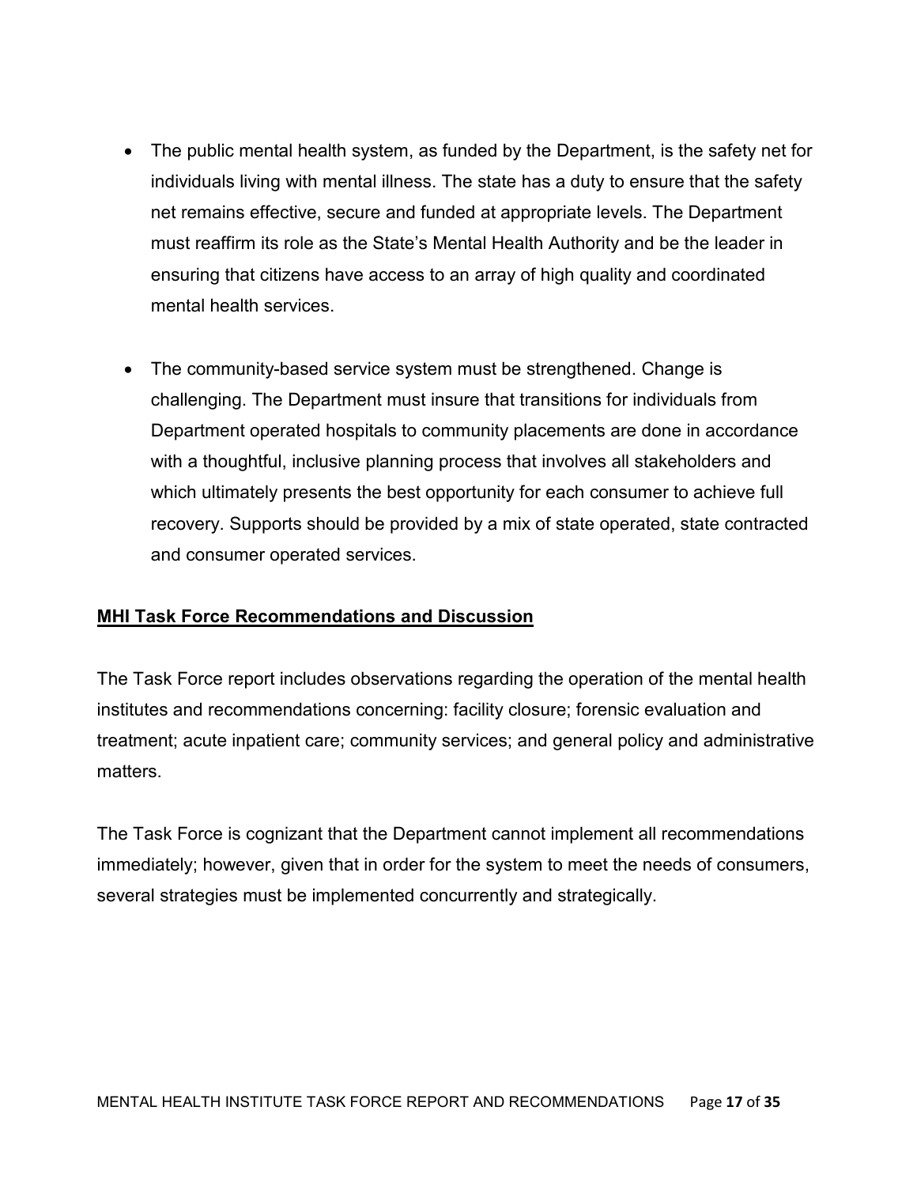- The public mental health system, as funded by the Department, is the safety net for individuals living with mental illness. The state has a duty to ensure that the safety net remains effective, secure and funded at appropriate levels. The Department must reaffirm its role as the State's Mental Health Authority and be the leader in ensuring that citizens have access to an array of high quality and coordinated mental health services.

- The community-based service system must be strengthened. Change is challenging. The Department must insure that transitions for individuals from Department operated hospitals to community placements are done in accordance with a thoughtful, inclusive planning process that involves all stakeholders and which ultimately presents the best opportunity for each consumer to achieve full recovery. Supports should be provided by a mix of state operated, state contracted and consumer operated services.

## MHI Task Force Recommendations and Discussion

The Task Force report includes observations regarding the operation of the mental health institutes and recommendations concerning: facility closure; forensic evaluation and treatment; acute inpatient care; community services; and general policy and administrative matters.

The Task Force is cognizant that the Department cannot implement all recommendations immediately; however, given that in order for the system to meet the needs of consumers, several strategies must be implemented concurrently and strategically.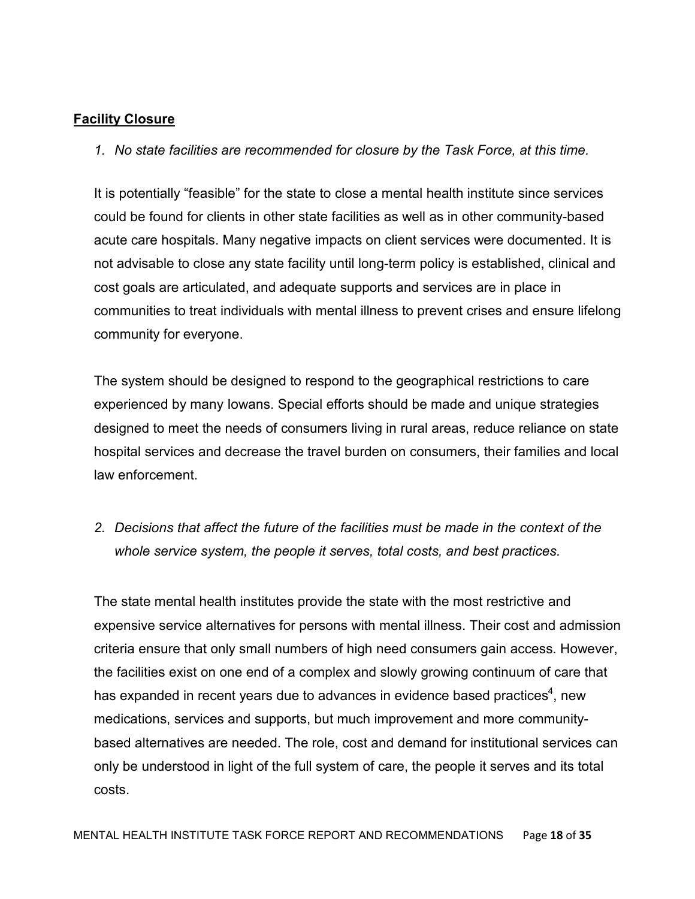## **Facility Closure**

1. *No state facilities are recommended for closure by the Task Force, at this time.*

It is potentially "feasible" for the state to close a mental health institute since services could be found for clients in other state facilities as well as in other community-based acute care hospitals. Many negative impacts on client services were documented. It is not advisable to close any state facility until long-term policy is established, clinical and cost goals are articulated, and adequate supports and services are in place in communities to treat individuals with mental illness to prevent crises and ensure lifelong community for everyone.

The system should be designed to respond to the geographical restrictions to care experienced by many Iowans. Special efforts should be made and unique strategies designed to meet the needs of consumers living in rural areas, reduce reliance on state hospital services and decrease the travel burden on consumers, their families and local law enforcement.

2. *Decisions that affect the future of the facilities must be made in the context of the whole service system, the people it serves, total costs, and best practices.*

The state mental health institutes provide the state with the most restrictive and expensive service alternatives for persons with mental illness. Their cost and admission criteria ensure that only small numbers of high need consumers gain access. However, the facilities exist on one end of a complex and slowly growing continuum of care that has expanded in recent years due to advances in evidence based practices[4], new medications, services and supports, but much improvement and more community-based alternatives are needed. The role, cost and demand for institutional services can only be understood in light of the full system of care, the people it serves and its total costs.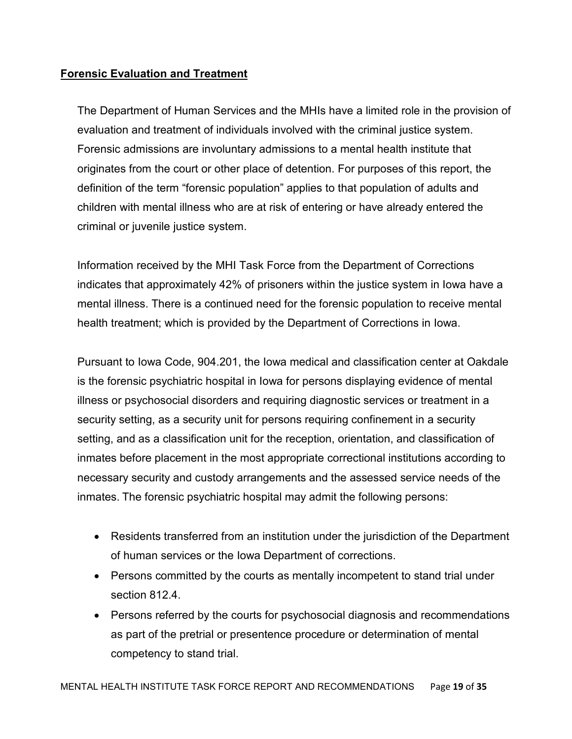## Forensic Evaluation and Treatment

The Department of Human Services and the MHIs have a limited role in the provision of evaluation and treatment of individuals involved with the criminal justice system. Forensic admissions are involuntary admissions to a mental health institute that originates from the court or other place of detention. For purposes of this report, the definition of the term "forensic population" applies to that population of adults and children with mental illness who are at risk of entering or have already entered the criminal or juvenile justice system.

Information received by the MHI Task Force from the Department of Corrections indicates that approximately 42% of prisoners within the justice system in Iowa have a mental illness. There is a continued need for the forensic population to receive mental health treatment; which is provided by the Department of Corrections in Iowa.

Pursuant to Iowa Code, 904.201, the Iowa medical and classification center at Oakdale is the forensic psychiatric hospital in Iowa for persons displaying evidence of mental illness or psychosocial disorders and requiring diagnostic services or treatment in a security setting, as a security unit for persons requiring confinement in a security setting, and as a classification unit for the reception, orientation, and classification of inmates before placement in the most appropriate correctional institutions according to necessary security and custody arrangements and the assessed service needs of the inmates. The forensic psychiatric hospital may admit the following persons:

- Residents transferred from an institution under the jurisdiction of the Department of human services or the Iowa Department of corrections.
- Persons committed by the courts as mentally incompetent to stand trial under section 812.4.
- Persons referred by the courts for psychosocial diagnosis and recommendations as part of the pretrial or presentence procedure or determination of mental competency to stand trial.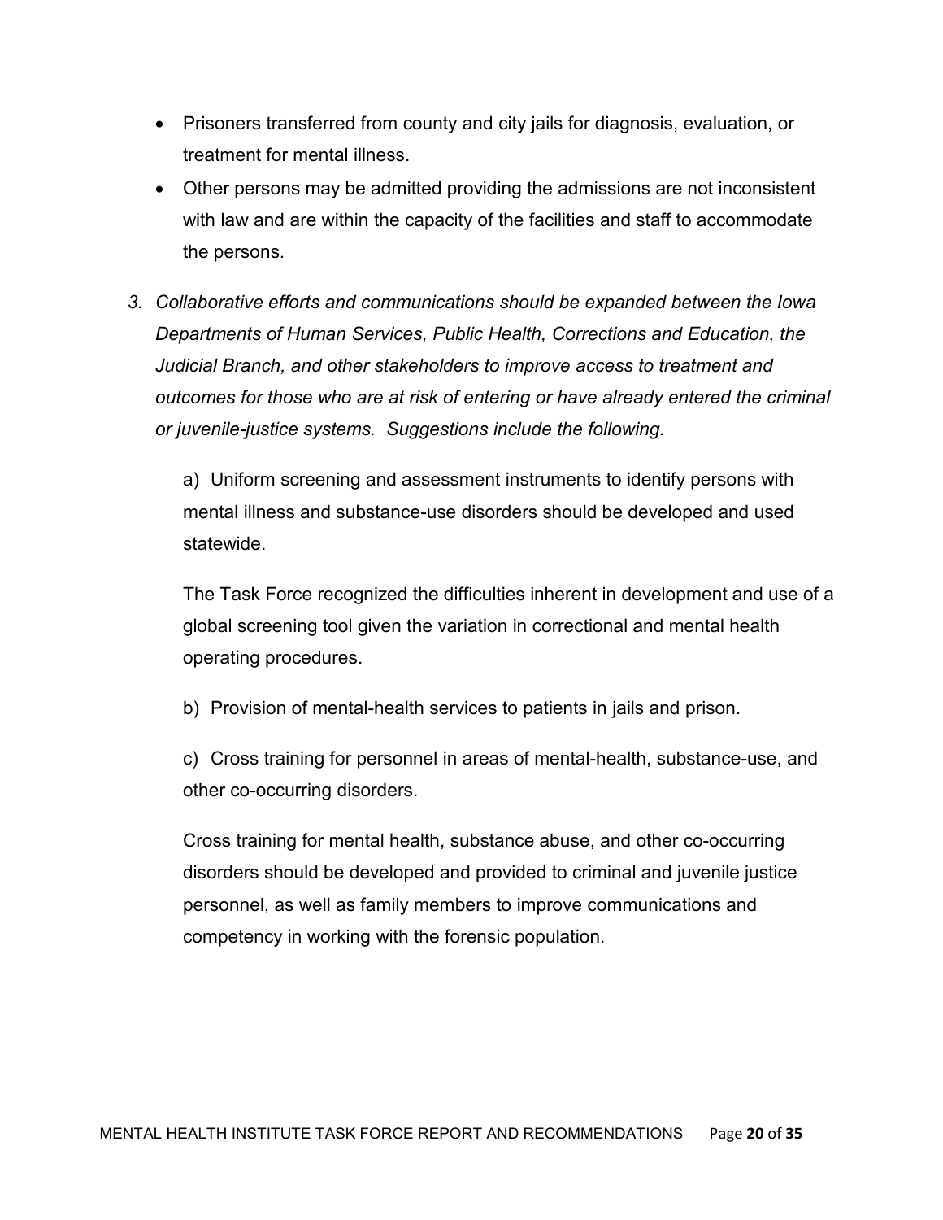- Prisoners transferred from county and city jails for diagnosis, evaluation, or treatment for mental illness.
- Other persons may be admitted providing the admissions are not inconsistent with law and are within the capacity of the facilities and staff to accommodate the persons.

3. *Collaborative efforts and communications should be expanded between the Iowa Departments of Human Services, Public Health, Corrections and Education, the Judicial Branch, and other stakeholders to improve access to treatment and outcomes for those who are at risk of entering or have already entered the criminal or juvenile-justice systems. Suggestions include the following.*

   a) Uniform screening and assessment instruments to identify persons with mental illness and substance-use disorders should be developed and used statewide.

   The Task Force recognized the difficulties inherent in development and use of a global screening tool given the variation in correctional and mental health operating procedures.

   b) Provision of mental-health services to patients in jails and prison.

   c) Cross training for personnel in areas of mental-health, substance-use, and other co-occurring disorders.

   Cross training for mental health, substance abuse, and other co-occurring disorders should be developed and provided to criminal and juvenile justice personnel, as well as family members to improve communications and competency in working with the forensic population.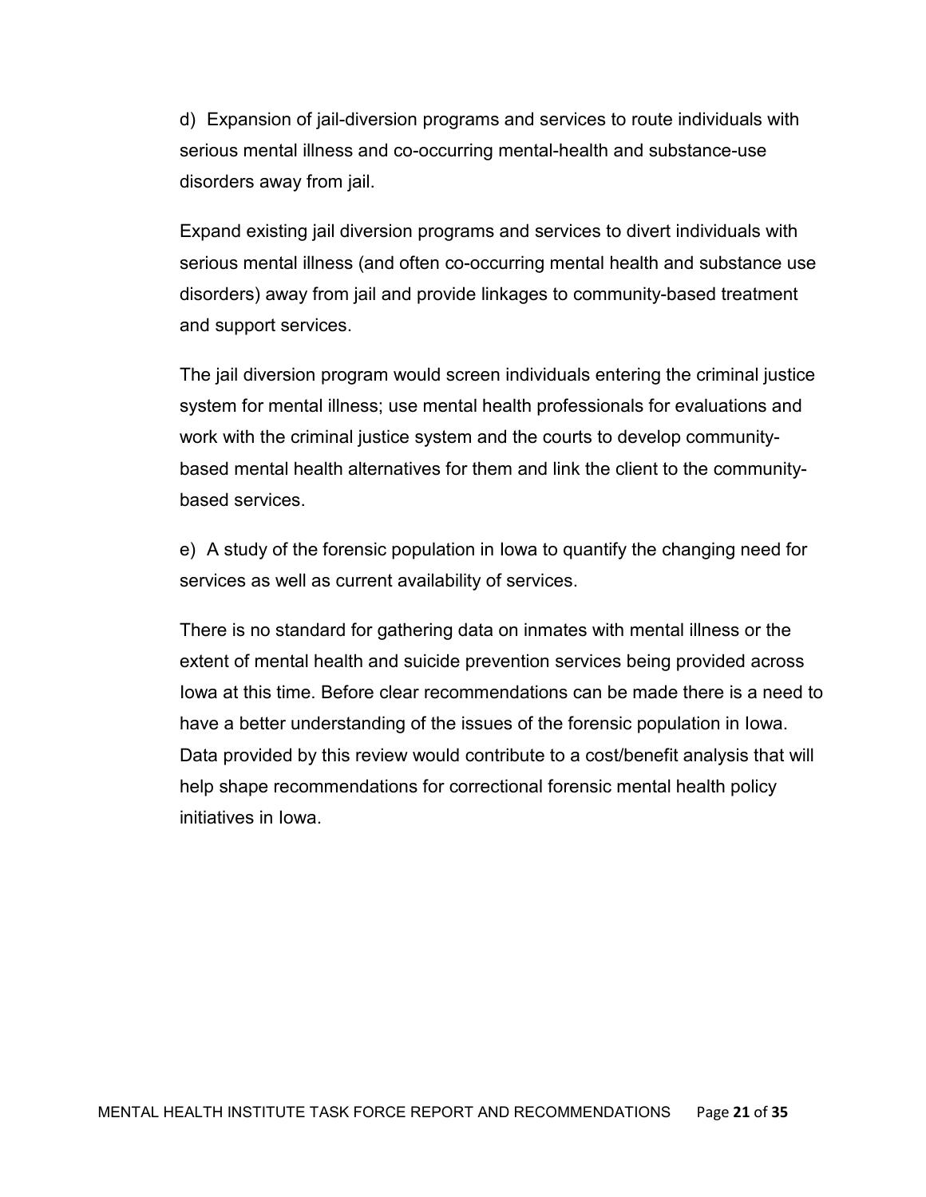d) Expansion of jail-diversion programs and services to route individuals with serious mental illness and co-occurring mental-health and substance-use disorders away from jail.

Expand existing jail diversion programs and services to divert individuals with serious mental illness (and often co-occurring mental health and substance use disorders) away from jail and provide linkages to community-based treatment and support services.

The jail diversion program would screen individuals entering the criminal justice system for mental illness; use mental health professionals for evaluations and work with the criminal justice system and the courts to develop community-based mental health alternatives for them and link the client to the community-based services.

e) A study of the forensic population in Iowa to quantify the changing need for services as well as current availability of services.

There is no standard for gathering data on inmates with mental illness or the extent of mental health and suicide prevention services being provided across Iowa at this time. Before clear recommendations can be made there is a need to have a better understanding of the issues of the forensic population in Iowa. Data provided by this review would contribute to a cost/benefit analysis that will help shape recommendations for correctional forensic mental health policy initiatives in Iowa.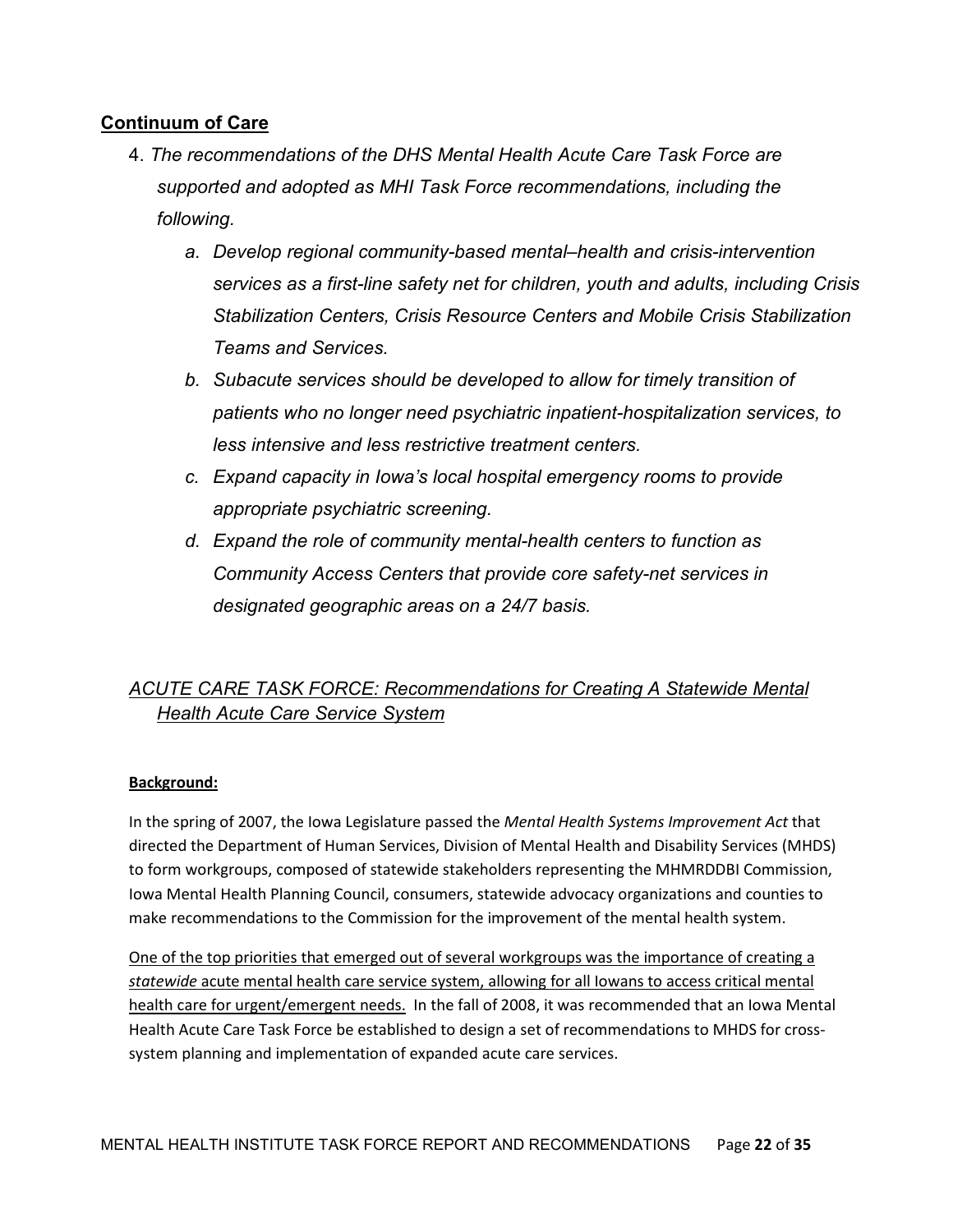## Continuum of Care

4. *The recommendations of the DHS Mental Health Acute Care Task Force are supported and adopted as MHI Task Force recommendations, including the following.*

   a. *Develop regional community-based mental–health and crisis-intervention services as a first-line safety net for children, youth and adults, including Crisis Stabilization Centers, Crisis Resource Centers and Mobile Crisis Stabilization Teams and Services.*

   b. *Subacute services should be developed to allow for timely transition of patients who no longer need psychiatric inpatient-hospitalization services, to less intensive and less restrictive treatment centers.*

   c. *Expand capacity in Iowa's local hospital emergency rooms to provide appropriate psychiatric screening.*

   d. *Expand the role of community mental-health centers to function as Community Access Centers that provide core safety-net services in designated geographic areas on a 24/7 basis.*

### *ACUTE CARE TASK FORCE: Recommendations for Creating A Statewide Mental Health Acute Care Service System*

**Background:**

In the spring of 2007, the Iowa Legislature passed the *Mental Health Systems Improvement Act* that directed the Department of Human Services, Division of Mental Health and Disability Services (MHDS) to form workgroups, composed of statewide stakeholders representing the MHMRDDBI Commission, Iowa Mental Health Planning Council, consumers, statewide advocacy organizations and counties to make recommendations to the Commission for the improvement of the mental health system.

One of the top priorities that emerged out of several workgroups was the importance of creating a *statewide* acute mental health care service system, allowing for all Iowans to access critical mental health care for urgent/emergent needs. In the fall of 2008, it was recommended that an Iowa Mental Health Acute Care Task Force be established to design a set of recommendations to MHDS for cross-system planning and implementation of expanded acute care services.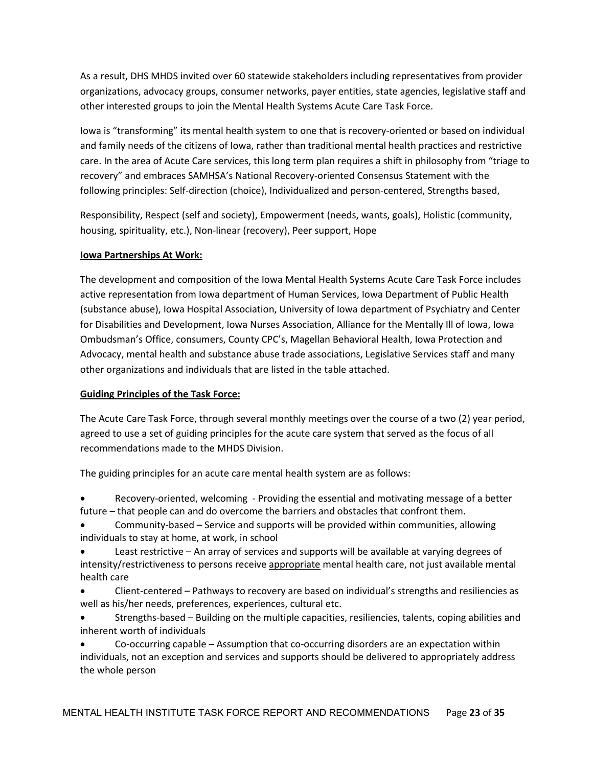As a result, DHS MHDS invited over 60 statewide stakeholders including representatives from provider organizations, advocacy groups, consumer networks, payer entities, state agencies, legislative staff and other interested groups to join the Mental Health Systems Acute Care Task Force.

Iowa is "transforming" its mental health system to one that is recovery-oriented or based on individual and family needs of the citizens of Iowa, rather than traditional mental health practices and restrictive care. In the area of Acute Care services, this long term plan requires a shift in philosophy from "triage to recovery" and embraces SAMHSA's National Recovery-oriented Consensus Statement with the following principles: Self-direction (choice), Individualized and person-centered, Strengths based,

Responsibility, Respect (self and society), Empowerment (needs, wants, goals), Holistic (community, housing, spirituality, etc.), Non-linear (recovery), Peer support, Hope

**Iowa Partnerships At Work:**

The development and composition of the Iowa Mental Health Systems Acute Care Task Force includes active representation from Iowa department of Human Services, Iowa Department of Public Health (substance abuse), Iowa Hospital Association, University of Iowa department of Psychiatry and Center for Disabilities and Development, Iowa Nurses Association, Alliance for the Mentally Ill of Iowa, Iowa Ombudsman's Office, consumers, County CPC's, Magellan Behavioral Health, Iowa Protection and Advocacy, mental health and substance abuse trade associations, Legislative Services staff and many other organizations and individuals that are listed in the table attached.

**Guiding Principles of the Task Force:**

The Acute Care Task Force, through several monthly meetings over the course of a two (2) year period, agreed to use a set of guiding principles for the acute care system that served as the focus of all recommendations made to the MHDS Division.

The guiding principles for an acute care mental health system are as follows:

- Recovery-oriented, welcoming - Providing the essential and motivating message of a better future – that people can and do overcome the barriers and obstacles that confront them.
- Community-based – Service and supports will be provided within communities, allowing individuals to stay at home, at work, in school
- Least restrictive – An array of services and supports will be available at varying degrees of intensity/restrictiveness to persons receive <u>appropriate</u> mental health care, not just available mental health care
- Client-centered – Pathways to recovery are based on individual's strengths and resiliencies as well as his/her needs, preferences, experiences, cultural etc.
- Strengths-based – Building on the multiple capacities, resiliencies, talents, coping abilities and inherent worth of individuals
- Co-occurring capable – Assumption that co-occurring disorders are an expectation within individuals, not an exception and services and supports should be delivered to appropriately address the whole person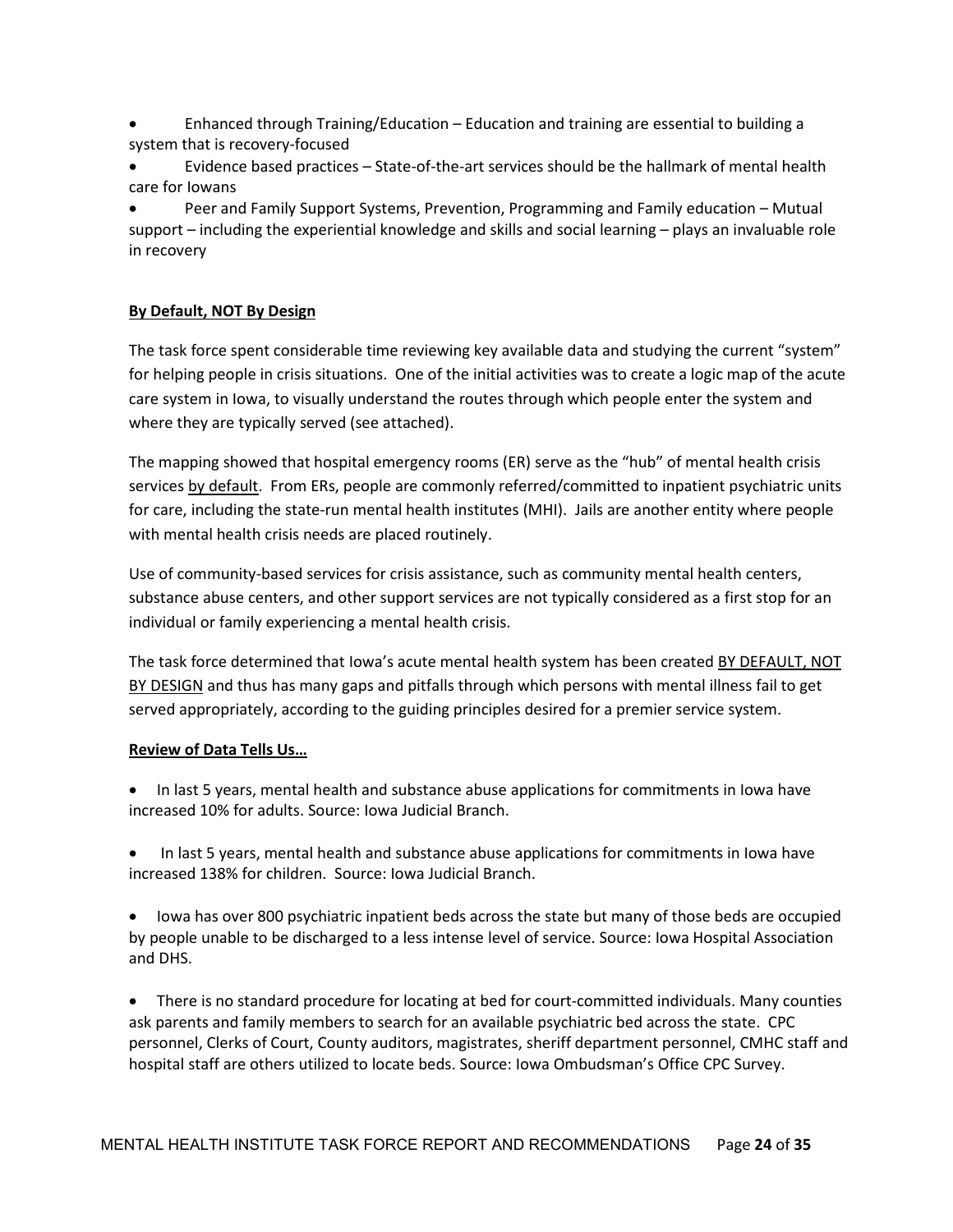- Enhanced through Training/Education – Education and training are essential to building a system that is recovery-focused
- Evidence based practices – State-of-the-art services should be the hallmark of mental health care for Iowans
- Peer and Family Support Systems, Prevention, Programming and Family education – Mutual support – including the experiential knowledge and skills and social learning – plays an invaluable role in recovery

**By Default, NOT By Design**

The task force spent considerable time reviewing key available data and studying the current "system" for helping people in crisis situations. One of the initial activities was to create a logic map of the acute care system in Iowa, to visually understand the routes through which people enter the system and where they are typically served (see attached).

The mapping showed that hospital emergency rooms (ER) serve as the "hub" of mental health crisis services by default. From ERs, people are commonly referred/committed to inpatient psychiatric units for care, including the state-run mental health institutes (MHI). Jails are another entity where people with mental health crisis needs are placed routinely.

Use of community-based services for crisis assistance, such as community mental health centers, substance abuse centers, and other support services are not typically considered as a first stop for an individual or family experiencing a mental health crisis.

The task force determined that Iowa's acute mental health system has been created BY DEFAULT, NOT BY DESIGN and thus has many gaps and pitfalls through which persons with mental illness fail to get served appropriately, according to the guiding principles desired for a premier service system.

**Review of Data Tells Us…**

- In last 5 years, mental health and substance abuse applications for commitments in Iowa have increased 10% for adults. Source: Iowa Judicial Branch.

- In last 5 years, mental health and substance abuse applications for commitments in Iowa have increased 138% for children. Source: Iowa Judicial Branch.

- Iowa has over 800 psychiatric inpatient beds across the state but many of those beds are occupied by people unable to be discharged to a less intense level of service. Source: Iowa Hospital Association and DHS.

- There is no standard procedure for locating at bed for court-committed individuals. Many counties ask parents and family members to search for an available psychiatric bed across the state. CPC personnel, Clerks of Court, County auditors, magistrates, sheriff department personnel, CMHC staff and hospital staff are others utilized to locate beds. Source: Iowa Ombudsman's Office CPC Survey.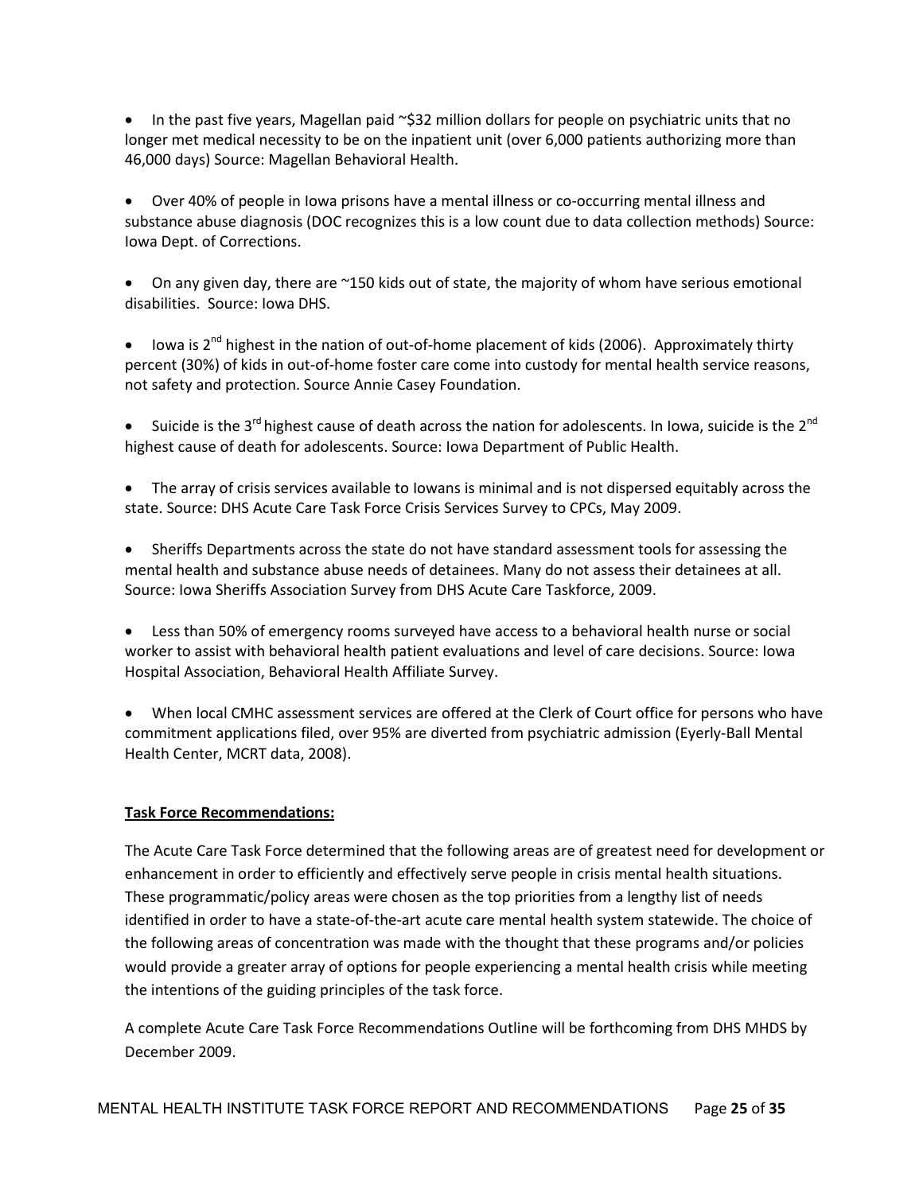- In the past five years, Magellan paid ~$32 million dollars for people on psychiatric units that no longer met medical necessity to be on the inpatient unit (over 6,000 patients authorizing more than 46,000 days) Source: Magellan Behavioral Health.

- Over 40% of people in Iowa prisons have a mental illness or co-occurring mental illness and substance abuse diagnosis (DOC recognizes this is a low count due to data collection methods) Source: Iowa Dept. of Corrections.

- On any given day, there are ~150 kids out of state, the majority of whom have serious emotional disabilities. Source: Iowa DHS.

- Iowa is 2nd highest in the nation of out-of-home placement of kids (2006). Approximately thirty percent (30%) of kids in out-of-home foster care come into custody for mental health service reasons, not safety and protection. Source Annie Casey Foundation.

- Suicide is the 3rd highest cause of death across the nation for adolescents. In Iowa, suicide is the 2nd highest cause of death for adolescents. Source: Iowa Department of Public Health.

- The array of crisis services available to Iowans is minimal and is not dispersed equitably across the state. Source: DHS Acute Care Task Force Crisis Services Survey to CPCs, May 2009.

- Sheriffs Departments across the state do not have standard assessment tools for assessing the mental health and substance abuse needs of detainees. Many do not assess their detainees at all. Source: Iowa Sheriffs Association Survey from DHS Acute Care Taskforce, 2009.

- Less than 50% of emergency rooms surveyed have access to a behavioral health nurse or social worker to assist with behavioral health patient evaluations and level of care decisions. Source: Iowa Hospital Association, Behavioral Health Affiliate Survey.

- When local CMHC assessment services are offered at the Clerk of Court office for persons who have commitment applications filed, over 95% are diverted from psychiatric admission (Eyerly-Ball Mental Health Center, MCRT data, 2008).

**Task Force Recommendations:**

The Acute Care Task Force determined that the following areas are of greatest need for development or enhancement in order to efficiently and effectively serve people in crisis mental health situations. These programmatic/policy areas were chosen as the top priorities from a lengthy list of needs identified in order to have a state-of-the-art acute care mental health system statewide. The choice of the following areas of concentration was made with the thought that these programs and/or policies would provide a greater array of options for people experiencing a mental health crisis while meeting the intentions of the guiding principles of the task force.

A complete Acute Care Task Force Recommendations Outline will be forthcoming from DHS MHDS by December 2009.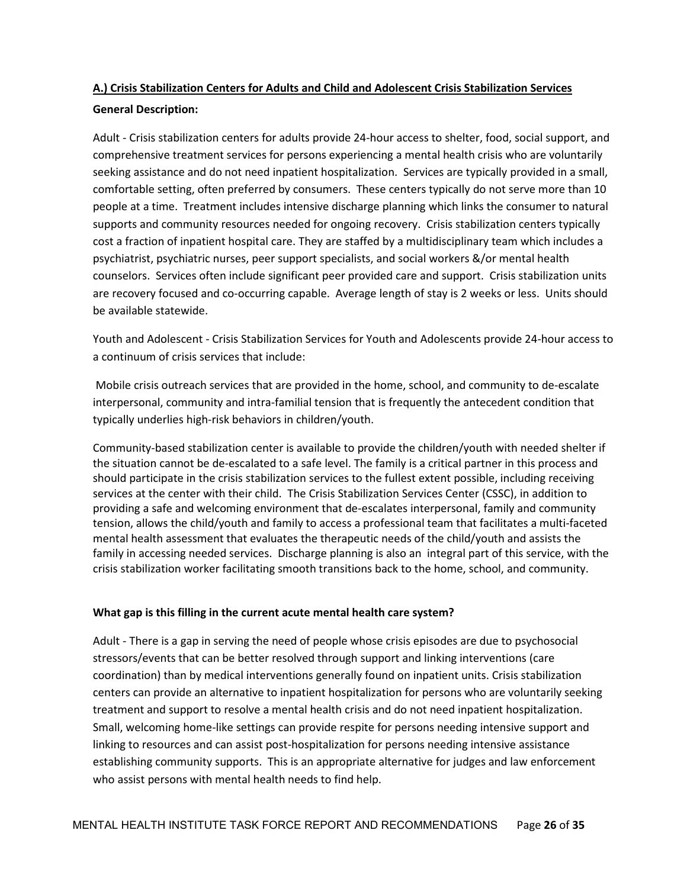## A.) Crisis Stabilization Centers for Adults and Child and Adolescent Crisis Stabilization Services

**General Description:**

Adult - Crisis stabilization centers for adults provide 24-hour access to shelter, food, social support, and comprehensive treatment services for persons experiencing a mental health crisis who are voluntarily seeking assistance and do not need inpatient hospitalization. Services are typically provided in a small, comfortable setting, often preferred by consumers. These centers typically do not serve more than 10 people at a time. Treatment includes intensive discharge planning which links the consumer to natural supports and community resources needed for ongoing recovery. Crisis stabilization centers typically cost a fraction of inpatient hospital care. They are staffed by a multidisciplinary team which includes a psychiatrist, psychiatric nurses, peer support specialists, and social workers &/or mental health counselors. Services often include significant peer provided care and support. Crisis stabilization units are recovery focused and co-occurring capable. Average length of stay is 2 weeks or less. Units should be available statewide.

Youth and Adolescent - Crisis Stabilization Services for Youth and Adolescents provide 24-hour access to a continuum of crisis services that include:

Mobile crisis outreach services that are provided in the home, school, and community to de-escalate interpersonal, community and intra-familial tension that is frequently the antecedent condition that typically underlies high-risk behaviors in children/youth.

Community-based stabilization center is available to provide the children/youth with needed shelter if the situation cannot be de-escalated to a safe level. The family is a critical partner in this process and should participate in the crisis stabilization services to the fullest extent possible, including receiving services at the center with their child. The Crisis Stabilization Services Center (CSSC), in addition to providing a safe and welcoming environment that de-escalates interpersonal, family and community tension, allows the child/youth and family to access a professional team that facilitates a multi-faceted mental health assessment that evaluates the therapeutic needs of the child/youth and assists the family in accessing needed services. Discharge planning is also an integral part of this service, with the crisis stabilization worker facilitating smooth transitions back to the home, school, and community.

**What gap is this filling in the current acute mental health care system?**

Adult - There is a gap in serving the need of people whose crisis episodes are due to psychosocial stressors/events that can be better resolved through support and linking interventions (care coordination) than by medical interventions generally found on inpatient units. Crisis stabilization centers can provide an alternative to inpatient hospitalization for persons who are voluntarily seeking treatment and support to resolve a mental health crisis and do not need inpatient hospitalization. Small, welcoming home-like settings can provide respite for persons needing intensive support and linking to resources and can assist post-hospitalization for persons needing intensive assistance establishing community supports. This is an appropriate alternative for judges and law enforcement who assist persons with mental health needs to find help.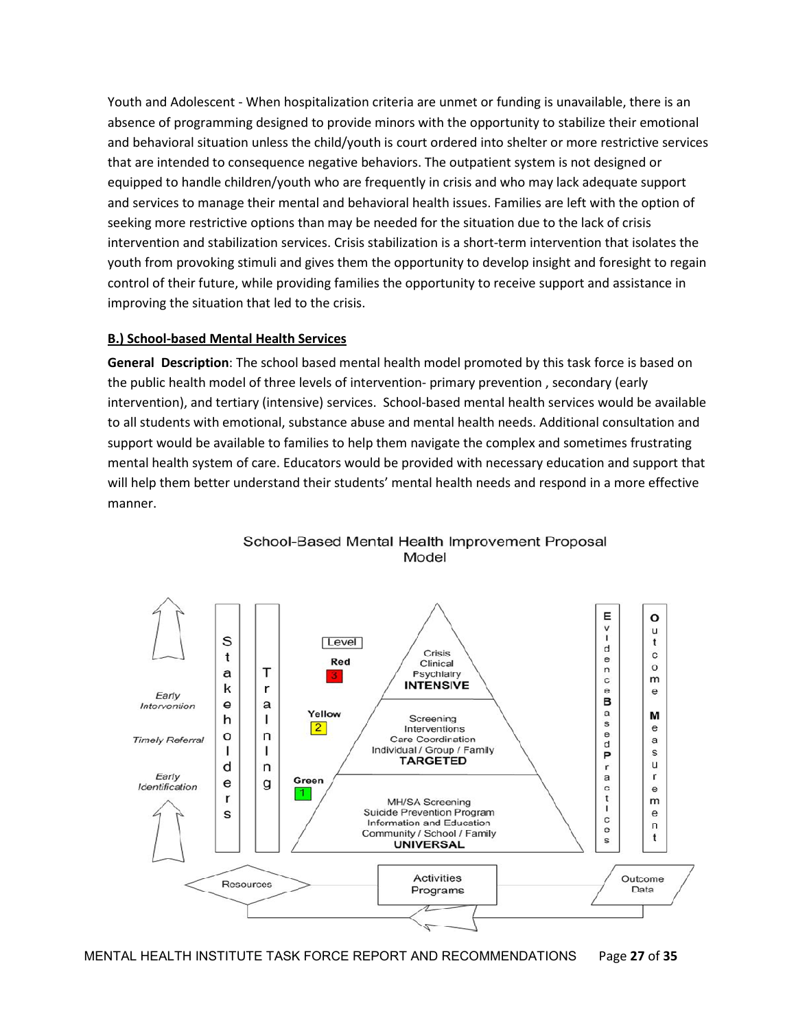Youth and Adolescent - When hospitalization criteria are unmet or funding is unavailable, there is an absence of programming designed to provide minors with the opportunity to stabilize their emotional and behavioral situation unless the child/youth is court ordered into shelter or more restrictive services that are intended to consequence negative behaviors. The outpatient system is not designed or equipped to handle children/youth who are frequently in crisis and who may lack adequate support and services to manage their mental and behavioral health issues. Families are left with the option of seeking more restrictive options than may be needed for the situation due to the lack of crisis intervention and stabilization services. Crisis stabilization is a short-term intervention that isolates the youth from provoking stimuli and gives them the opportunity to develop insight and foresight to regain control of their future, while providing families the opportunity to receive support and assistance in improving the situation that led to the crisis.

## B.) School-based Mental Health Services

**General Description**: The school based mental health model promoted by this task force is based on the public health model of three levels of intervention- primary prevention , secondary (early intervention), and tertiary (intensive) services. School-based mental health services would be available to all students with emotional, substance abuse and mental health needs. Additional consultation and support would be available to families to help them navigate the complex and sometimes frustrating mental health system of care. Educators would be provided with necessary education and support that will help them better understand their students' mental health needs and respond in a more effective manner.

School-Based Mental Health Improvement Proposal Model

Early Intervention
Timely Referral
Early Identification

Stakeholders | Training

Level
Red 3 — Crisis, Clinical, Psychiatry — **INTENSIVE**
Yellow 2 — Screening, Interventions, Care Coordination, Individual / Group / Family — **TARGETED**
Green 1 — MH/SA Screening, Suicide Prevention Program, Information and Education, Community / School / Family — **UNIVERSAL**

Evidence Based Practices | Outcome Measurement

Resources → Activities Programs → Outcome Data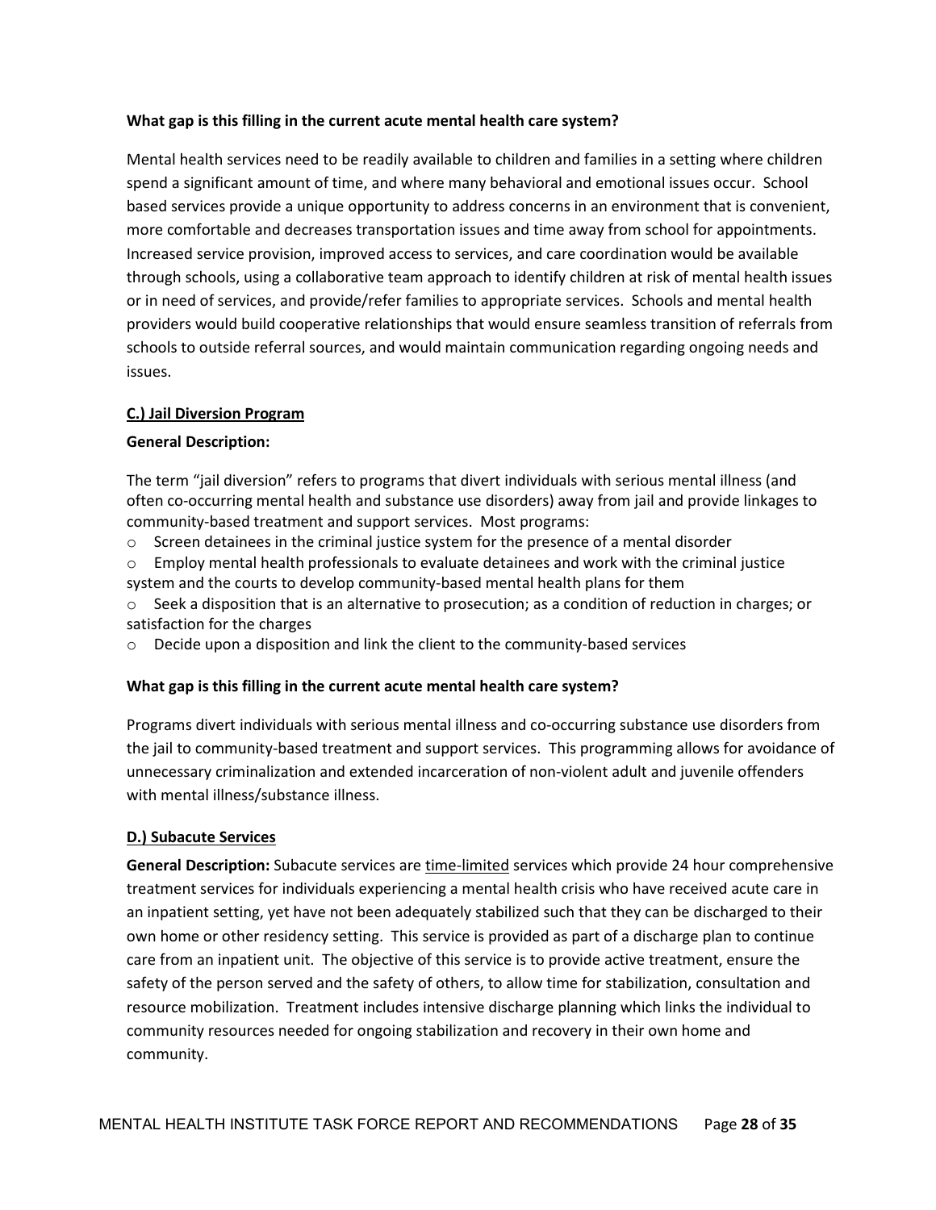**What gap is this filling in the current acute mental health care system?**

Mental health services need to be readily available to children and families in a setting where children spend a significant amount of time, and where many behavioral and emotional issues occur. School based services provide a unique opportunity to address concerns in an environment that is convenient, more comfortable and decreases transportation issues and time away from school for appointments. Increased service provision, improved access to services, and care coordination would be available through schools, using a collaborative team approach to identify children at risk of mental health issues or in need of services, and provide/refer families to appropriate services. Schools and mental health providers would build cooperative relationships that would ensure seamless transition of referrals from schools to outside referral sources, and would maintain communication regarding ongoing needs and issues.

**C.) Jail Diversion Program**

**General Description:**

The term "jail diversion" refers to programs that divert individuals with serious mental illness (and often co-occurring mental health and substance use disorders) away from jail and provide linkages to community-based treatment and support services. Most programs:

- Screen detainees in the criminal justice system for the presence of a mental disorder
- Employ mental health professionals to evaluate detainees and work with the criminal justice system and the courts to develop community-based mental health plans for them
- Seek a disposition that is an alternative to prosecution; as a condition of reduction in charges; or satisfaction for the charges
- Decide upon a disposition and link the client to the community-based services

**What gap is this filling in the current acute mental health care system?**

Programs divert individuals with serious mental illness and co-occurring substance use disorders from the jail to community-based treatment and support services. This programming allows for avoidance of unnecessary criminalization and extended incarceration of non-violent adult and juvenile offenders with mental illness/substance illness.

**D.) Subacute Services**

**General Description:** Subacute services are time-limited services which provide 24 hour comprehensive treatment services for individuals experiencing a mental health crisis who have received acute care in an inpatient setting, yet have not been adequately stabilized such that they can be discharged to their own home or other residency setting. This service is provided as part of a discharge plan to continue care from an inpatient unit. The objective of this service is to provide active treatment, ensure the safety of the person served and the safety of others, to allow time for stabilization, consultation and resource mobilization. Treatment includes intensive discharge planning which links the individual to community resources needed for ongoing stabilization and recovery in their own home and community.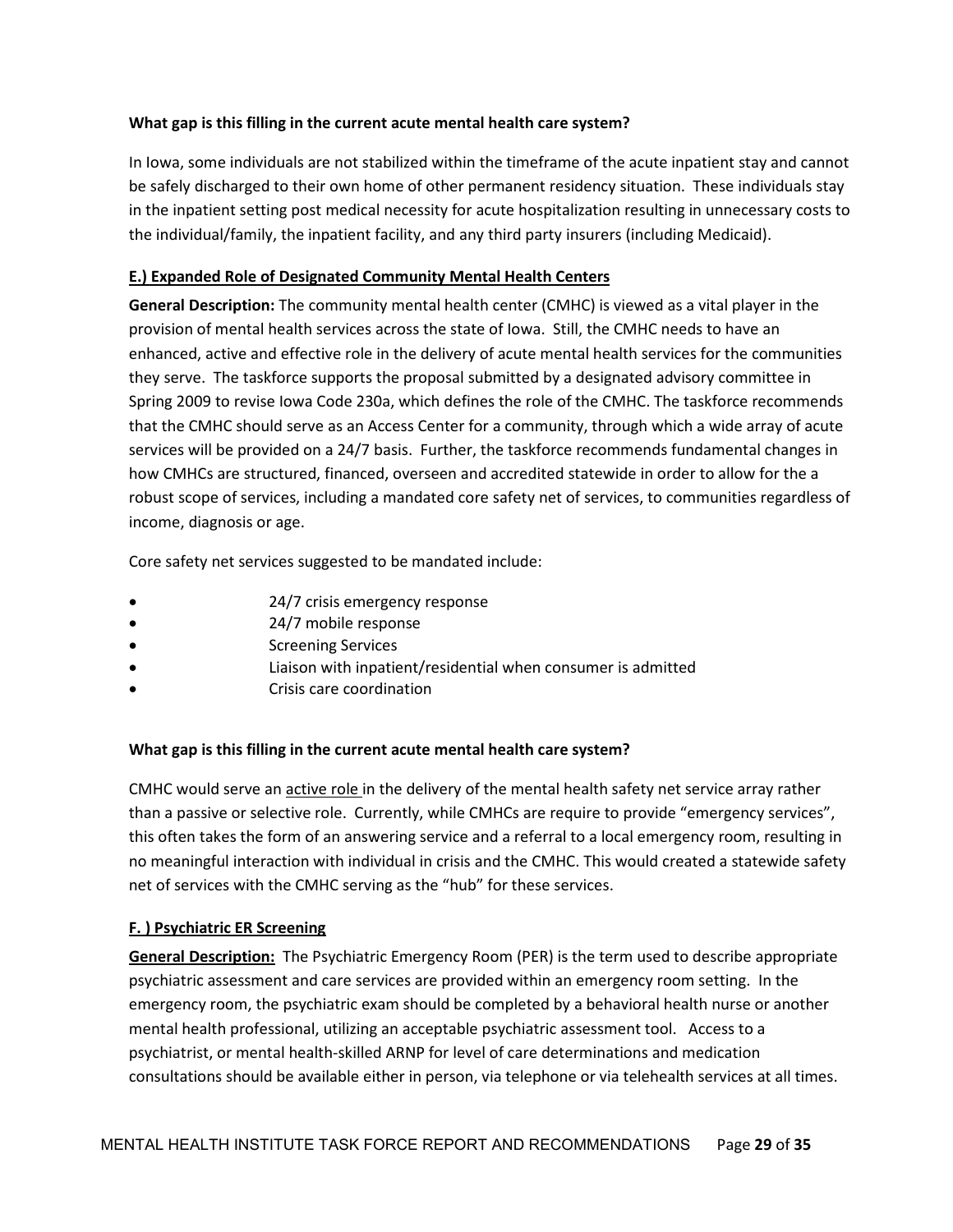**What gap is this filling in the current acute mental health care system?**

In Iowa, some individuals are not stabilized within the timeframe of the acute inpatient stay and cannot be safely discharged to their own home of other permanent residency situation. These individuals stay in the inpatient setting post medical necessity for acute hospitalization resulting in unnecessary costs to the individual/family, the inpatient facility, and any third party insurers (including Medicaid).

### E.) Expanded Role of Designated Community Mental Health Centers

**General Description:** The community mental health center (CMHC) is viewed as a vital player in the provision of mental health services across the state of Iowa. Still, the CMHC needs to have an enhanced, active and effective role in the delivery of acute mental health services for the communities they serve. The taskforce supports the proposal submitted by a designated advisory committee in Spring 2009 to revise Iowa Code 230a, which defines the role of the CMHC. The taskforce recommends that the CMHC should serve as an Access Center for a community, through which a wide array of acute services will be provided on a 24/7 basis. Further, the taskforce recommends fundamental changes in how CMHCs are structured, financed, overseen and accredited statewide in order to allow for the a robust scope of services, including a mandated core safety net of services, to communities regardless of income, diagnosis or age.

Core safety net services suggested to be mandated include:

- 24/7 crisis emergency response
- 24/7 mobile response
- Screening Services
- Liaison with inpatient/residential when consumer is admitted
- Crisis care coordination

**What gap is this filling in the current acute mental health care system?**

CMHC would serve an <u>active role</u> in the delivery of the mental health safety net service array rather than a passive or selective role. Currently, while CMHCs are require to provide "emergency services", this often takes the form of an answering service and a referral to a local emergency room, resulting in no meaningful interaction with individual in crisis and the CMHC. This would created a statewide safety net of services with the CMHC serving as the "hub" for these services.

### F. ) Psychiatric ER Screening

**General Description:** The Psychiatric Emergency Room (PER) is the term used to describe appropriate psychiatric assessment and care services are provided within an emergency room setting. In the emergency room, the psychiatric exam should be completed by a behavioral health nurse or another mental health professional, utilizing an acceptable psychiatric assessment tool. Access to a psychiatrist, or mental health-skilled ARNP for level of care determinations and medication consultations should be available either in person, via telephone or via telehealth services at all times.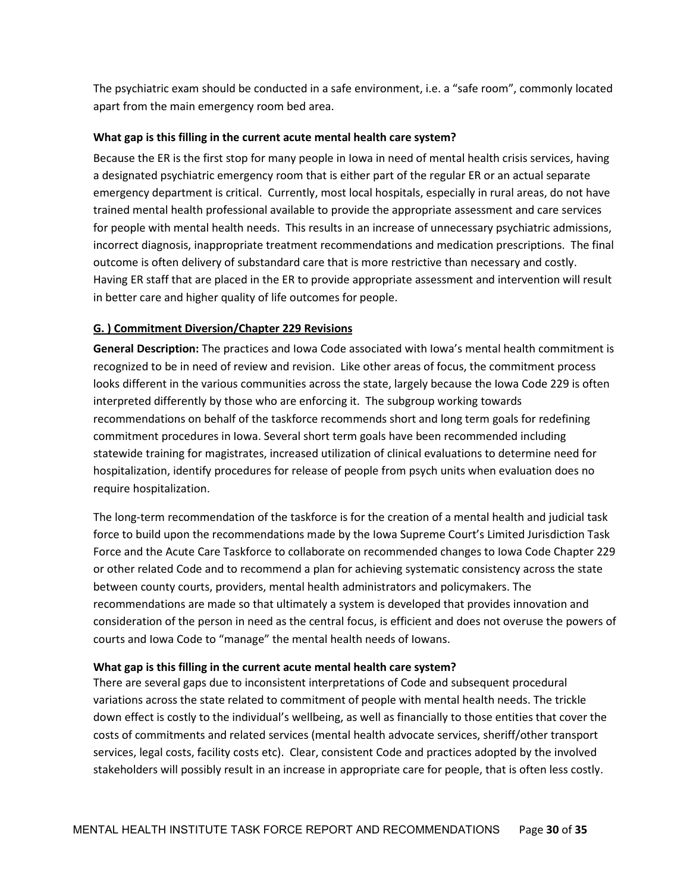The psychiatric exam should be conducted in a safe environment, i.e. a "safe room", commonly located apart from the main emergency room bed area.

**What gap is this filling in the current acute mental health care system?**

Because the ER is the first stop for many people in Iowa in need of mental health crisis services, having a designated psychiatric emergency room that is either part of the regular ER or an actual separate emergency department is critical. Currently, most local hospitals, especially in rural areas, do not have trained mental health professional available to provide the appropriate assessment and care services for people with mental health needs. This results in an increase of unnecessary psychiatric admissions, incorrect diagnosis, inappropriate treatment recommendations and medication prescriptions. The final outcome is often delivery of substandard care that is more restrictive than necessary and costly. Having ER staff that are placed in the ER to provide appropriate assessment and intervention will result in better care and higher quality of life outcomes for people.

**G. ) Commitment Diversion/Chapter 229 Revisions**

**General Description:** The practices and Iowa Code associated with Iowa's mental health commitment is recognized to be in need of review and revision. Like other areas of focus, the commitment process looks different in the various communities across the state, largely because the Iowa Code 229 is often interpreted differently by those who are enforcing it. The subgroup working towards recommendations on behalf of the taskforce recommends short and long term goals for redefining commitment procedures in Iowa. Several short term goals have been recommended including statewide training for magistrates, increased utilization of clinical evaluations to determine need for hospitalization, identify procedures for release of people from psych units when evaluation does no require hospitalization.

The long-term recommendation of the taskforce is for the creation of a mental health and judicial task force to build upon the recommendations made by the Iowa Supreme Court's Limited Jurisdiction Task Force and the Acute Care Taskforce to collaborate on recommended changes to Iowa Code Chapter 229 or other related Code and to recommend a plan for achieving systematic consistency across the state between county courts, providers, mental health administrators and policymakers. The recommendations are made so that ultimately a system is developed that provides innovation and consideration of the person in need as the central focus, is efficient and does not overuse the powers of courts and Iowa Code to "manage" the mental health needs of Iowans.

**What gap is this filling in the current acute mental health care system?**

There are several gaps due to inconsistent interpretations of Code and subsequent procedural variations across the state related to commitment of people with mental health needs. The trickle down effect is costly to the individual's wellbeing, as well as financially to those entities that cover the costs of commitments and related services (mental health advocate services, sheriff/other transport services, legal costs, facility costs etc). Clear, consistent Code and practices adopted by the involved stakeholders will possibly result in an increase in appropriate care for people, that is often less costly.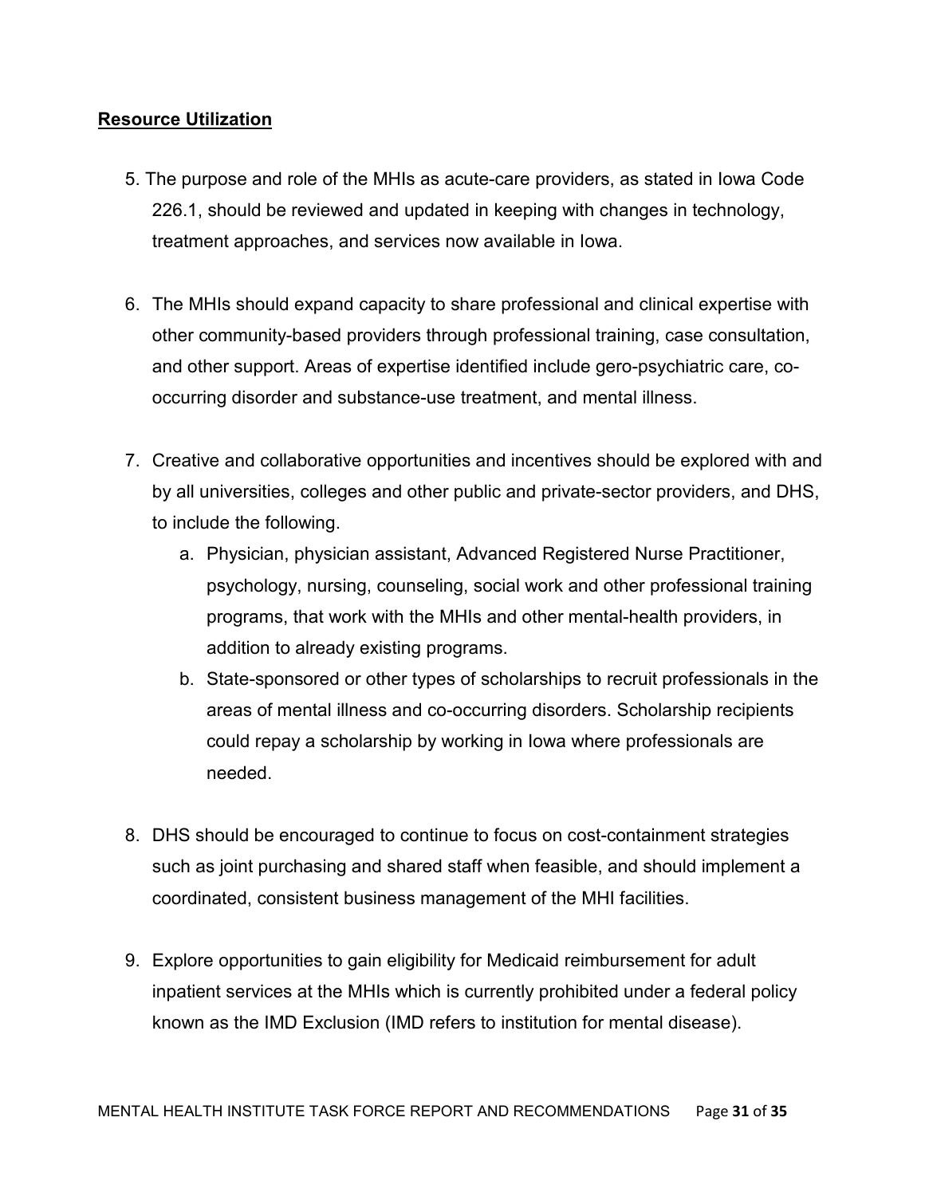**Resource Utilization**

5. The purpose and role of the MHIs as acute-care providers, as stated in Iowa Code 226.1, should be reviewed and updated in keeping with changes in technology, treatment approaches, and services now available in Iowa.

6. The MHIs should expand capacity to share professional and clinical expertise with other community-based providers through professional training, case consultation, and other support. Areas of expertise identified include gero-psychiatric care, co-occurring disorder and substance-use treatment, and mental illness.

7. Creative and collaborative opportunities and incentives should be explored with and by all universities, colleges and other public and private-sector providers, and DHS, to include the following.
   a. Physician, physician assistant, Advanced Registered Nurse Practitioner, psychology, nursing, counseling, social work and other professional training programs, that work with the MHIs and other mental-health providers, in addition to already existing programs.
   b. State-sponsored or other types of scholarships to recruit professionals in the areas of mental illness and co-occurring disorders. Scholarship recipients could repay a scholarship by working in Iowa where professionals are needed.

8. DHS should be encouraged to continue to focus on cost-containment strategies such as joint purchasing and shared staff when feasible, and should implement a coordinated, consistent business management of the MHI facilities.

9. Explore opportunities to gain eligibility for Medicaid reimbursement for adult inpatient services at the MHIs which is currently prohibited under a federal policy known as the IMD Exclusion (IMD refers to institution for mental disease).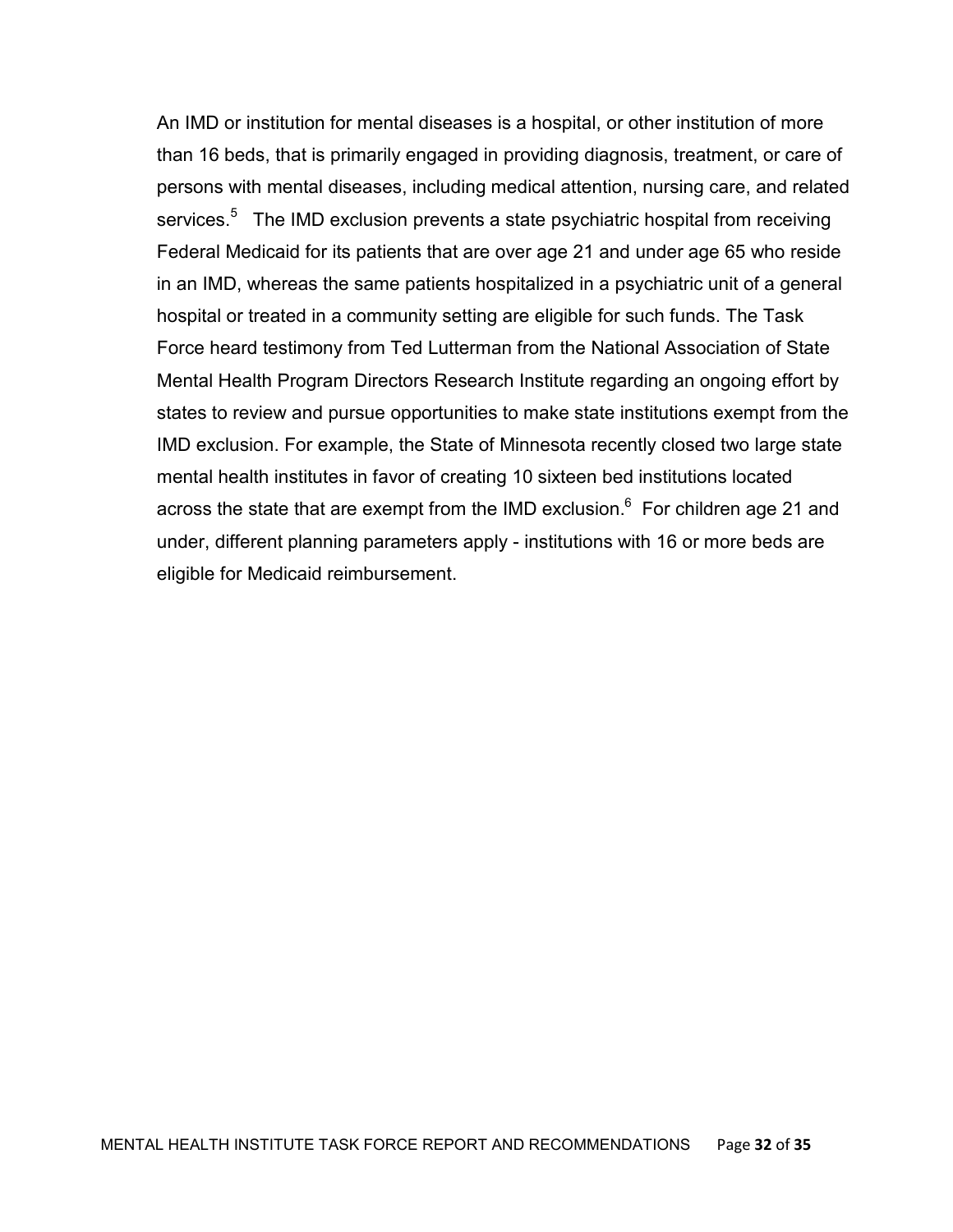An IMD or institution for mental diseases is a hospital, or other institution of more than 16 beds, that is primarily engaged in providing diagnosis, treatment, or care of persons with mental diseases, including medical attention, nursing care, and related services.[5] The IMD exclusion prevents a state psychiatric hospital from receiving Federal Medicaid for its patients that are over age 21 and under age 65 who reside in an IMD, whereas the same patients hospitalized in a psychiatric unit of a general hospital or treated in a community setting are eligible for such funds. The Task Force heard testimony from Ted Lutterman from the National Association of State Mental Health Program Directors Research Institute regarding an ongoing effort by states to review and pursue opportunities to make state institutions exempt from the IMD exclusion. For example, the State of Minnesota recently closed two large state mental health institutes in favor of creating 10 sixteen bed institutions located across the state that are exempt from the IMD exclusion.[6] For children age 21 and under, different planning parameters apply - institutions with 16 or more beds are eligible for Medicaid reimbursement.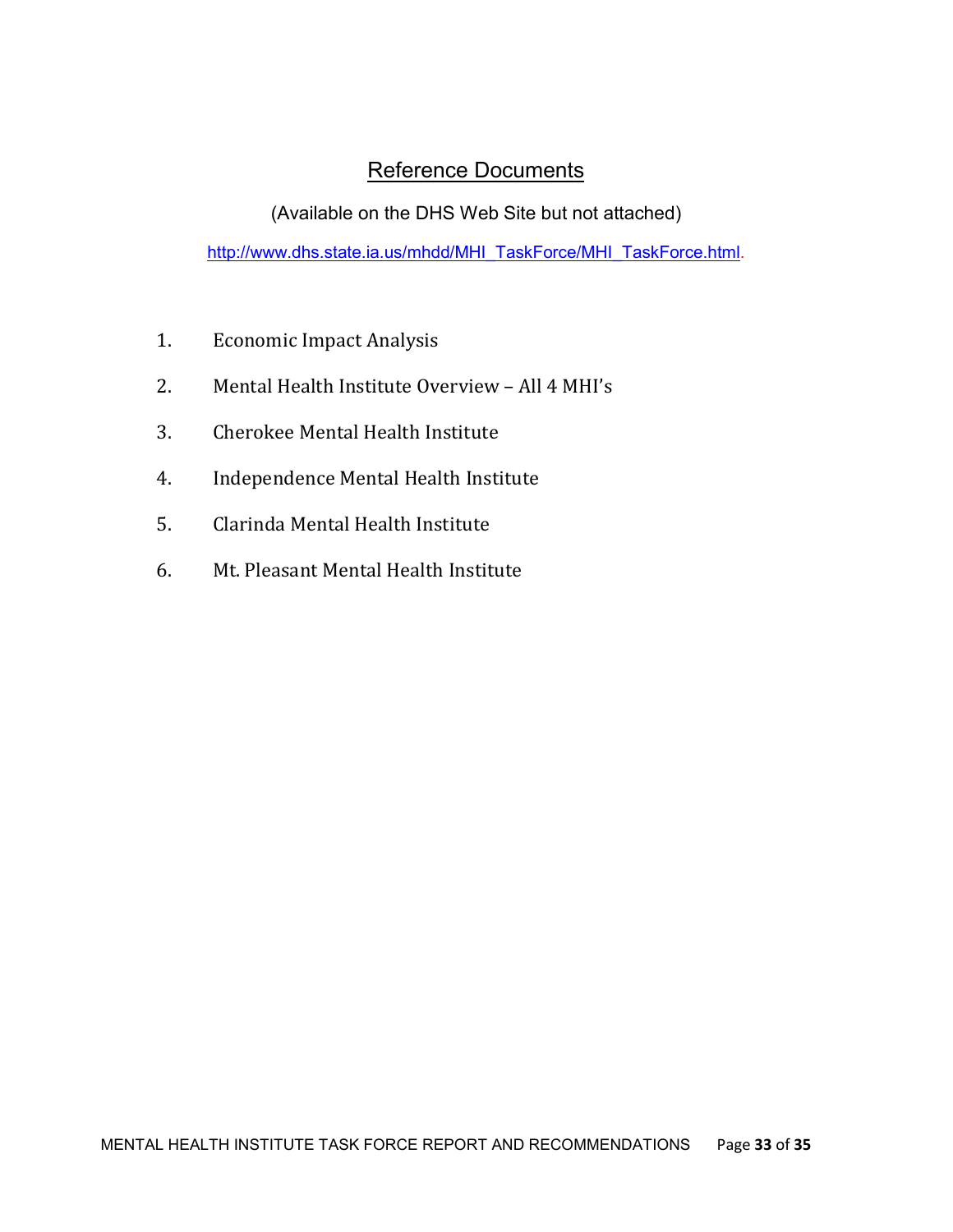## Reference Documents

(Available on the DHS Web Site but not attached)

http://www.dhs.state.ia.us/mhdd/MHI_TaskForce/MHI_TaskForce.html.

1. Economic Impact Analysis
2. Mental Health Institute Overview – All 4 MHI's
3. Cherokee Mental Health Institute
4. Independence Mental Health Institute
5. Clarinda Mental Health Institute
6. Mt. Pleasant Mental Health Institute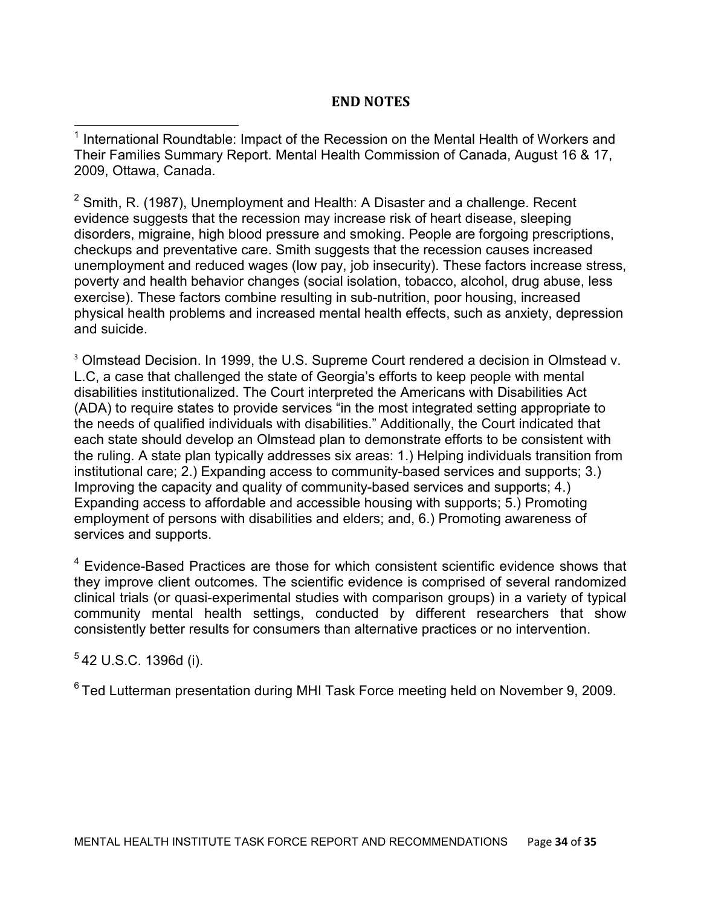## END NOTES

[1] International Roundtable: Impact of the Recession on the Mental Health of Workers and Their Families Summary Report. Mental Health Commission of Canada, August 16 & 17, 2009, Ottawa, Canada.

[2] Smith, R. (1987), Unemployment and Health: A Disaster and a challenge. Recent evidence suggests that the recession may increase risk of heart disease, sleeping disorders, migraine, high blood pressure and smoking. People are forgoing prescriptions, checkups and preventative care. Smith suggests that the recession causes increased unemployment and reduced wages (low pay, job insecurity). These factors increase stress, poverty and health behavior changes (social isolation, tobacco, alcohol, drug abuse, less exercise). These factors combine resulting in sub-nutrition, poor housing, increased physical health problems and increased mental health effects, such as anxiety, depression and suicide.

[3] Olmstead Decision. In 1999, the U.S. Supreme Court rendered a decision in Olmstead v. L.C, a case that challenged the state of Georgia's efforts to keep people with mental disabilities institutionalized. The Court interpreted the Americans with Disabilities Act (ADA) to require states to provide services "in the most integrated setting appropriate to the needs of qualified individuals with disabilities." Additionally, the Court indicated that each state should develop an Olmstead plan to demonstrate efforts to be consistent with the ruling. A state plan typically addresses six areas: 1.) Helping individuals transition from institutional care; 2.) Expanding access to community-based services and supports; 3.) Improving the capacity and quality of community-based services and supports; 4.) Expanding access to affordable and accessible housing with supports; 5.) Promoting employment of persons with disabilities and elders; and, 6.) Promoting awareness of services and supports.

[4] Evidence-Based Practices are those for which consistent scientific evidence shows that they improve client outcomes. The scientific evidence is comprised of several randomized clinical trials (or quasi-experimental studies with comparison groups) in a variety of typical community mental health settings, conducted by different researchers that show consistently better results for consumers than alternative practices or no intervention.

[5] 42 U.S.C. 1396d (i).

[6] Ted Lutterman presentation during MHI Task Force meeting held on November 9, 2009.